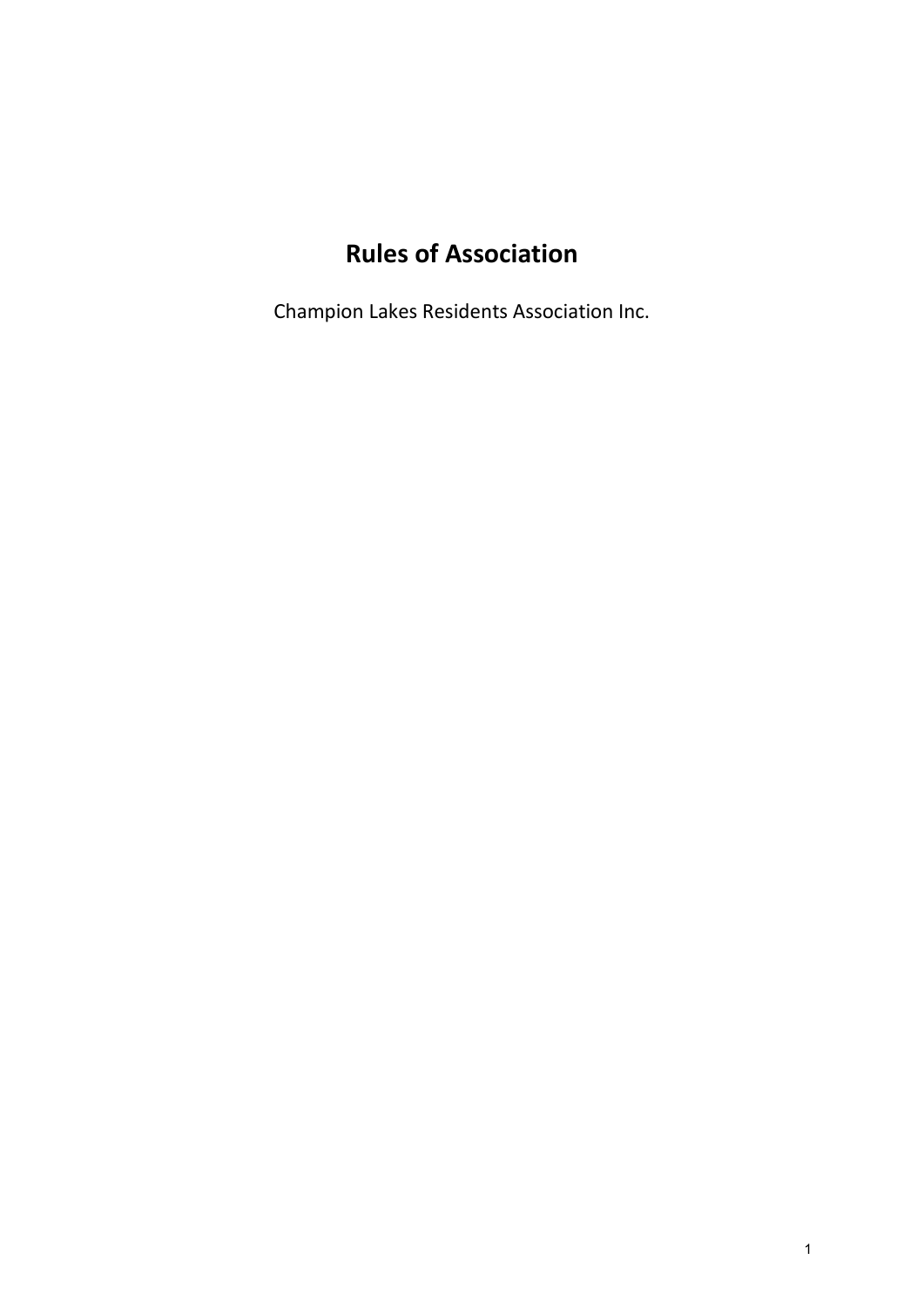# Rules of Association

Champion Lakes Residents Association Inc.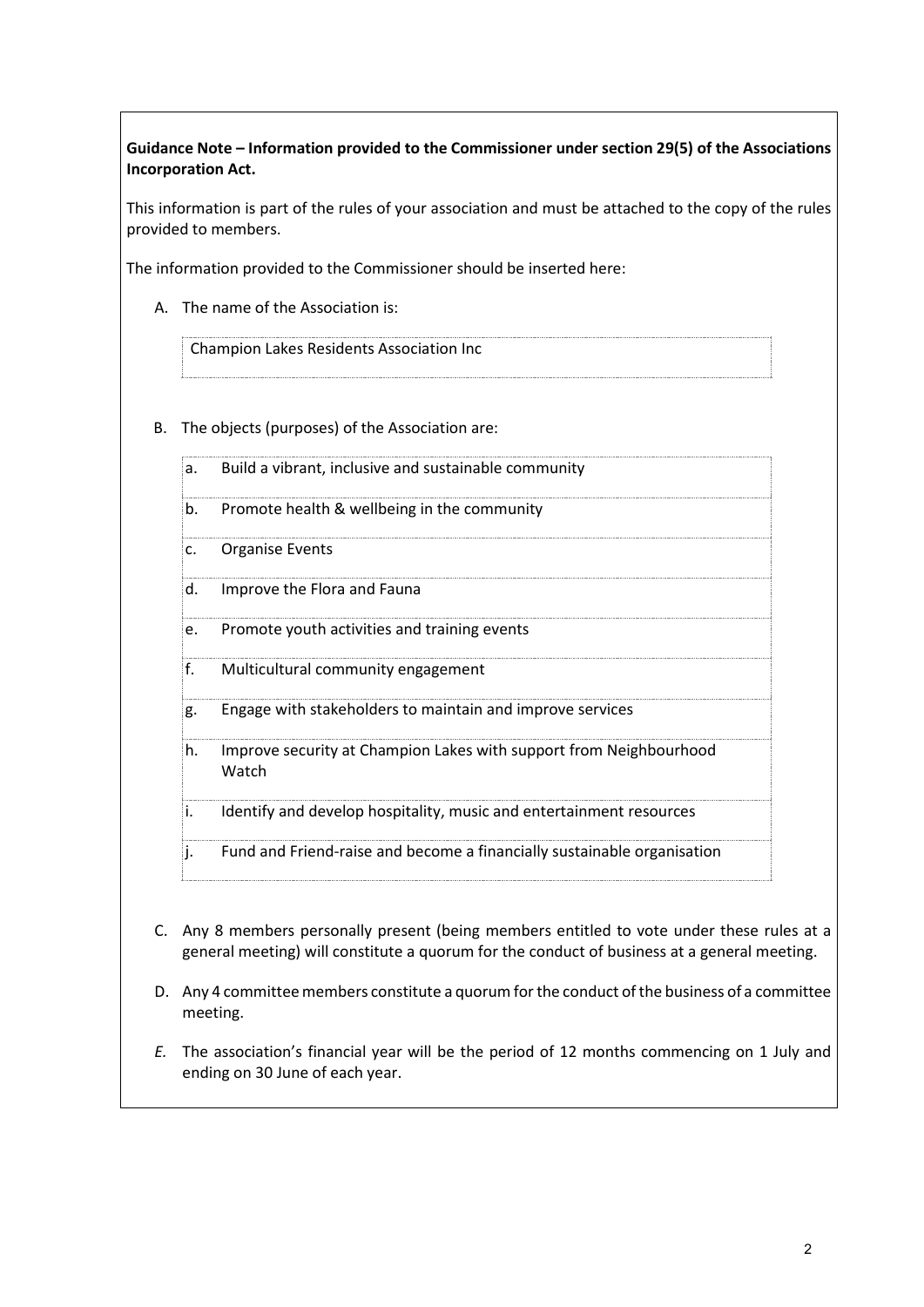**Guidance Note – Information provided to the Commissioner under section 29(5) of the Associations Incorporation Act.**

This information is part of the rules of your association and must be attached to the copy of the rules provided to members.

The information provided to the Commissioner should be inserted here:

A. The name of the Association is:

   Champion Lakes Residents Association Inc

B. The objects (purposes) of the Association are:

   a. Build a vibrant, inclusive and sustainable community
   b. Promote health & wellbeing in the community
   c. Organise Events
   d. Improve the Flora and Fauna
   e. Promote youth activities and training events
   f. Multicultural community engagement
   g. Engage with stakeholders to maintain and improve services
   h. Improve security at Champion Lakes with support from Neighbourhood Watch
   i. Identify and develop hospitality, music and entertainment resources
   j. Fund and Friend-raise and become a financially sustainable organisation

C. Any 8 members personally present (being members entitled to vote under these rules at a general meeting) will constitute a quorum for the conduct of business at a general meeting.

D. Any 4 committee members constitute a quorum for the conduct of the business of a committee meeting.

*E.* The association's financial year will be the period of 12 months commencing on 1 July and ending on 30 June of each year.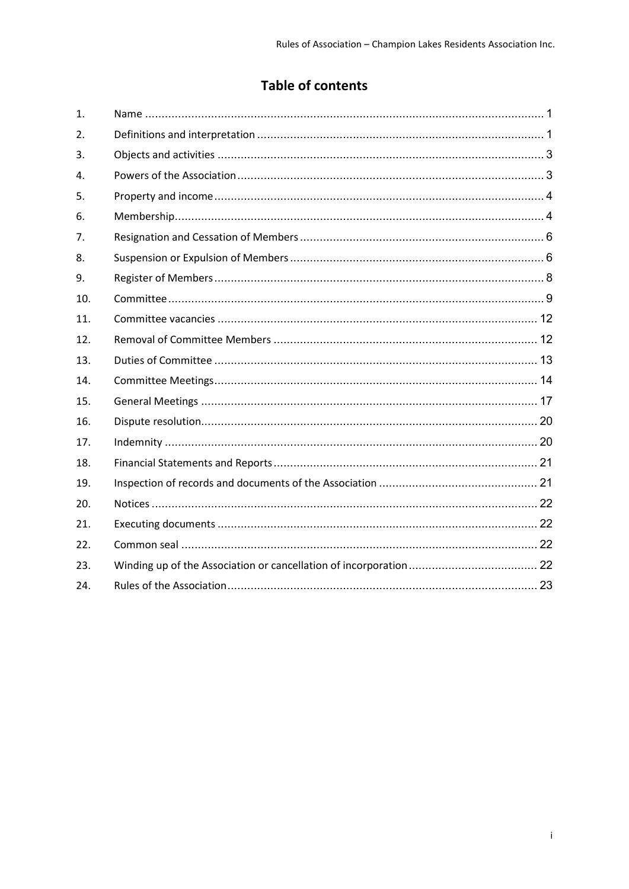# Table of contents

| | | |
|---|---|---|
| 1. | Name | 1 |
| 2. | Definitions and interpretation | 1 |
| 3. | Objects and activities | 3 |
| 4. | Powers of the Association | 3 |
| 5. | Property and income | 4 |
| 6. | Membership | 4 |
| 7. | Resignation and Cessation of Members | 6 |
| 8. | Suspension or Expulsion of Members | 6 |
| 9. | Register of Members | 8 |
| 10. | Committee | 9 |
| 11. | Committee vacancies | 12 |
| 12. | Removal of Committee Members | 12 |
| 13. | Duties of Committee | 13 |
| 14. | Committee Meetings | 14 |
| 15. | General Meetings | 17 |
| 16. | Dispute resolution | 20 |
| 17. | Indemnity | 20 |
| 18. | Financial Statements and Reports | 21 |
| 19. | Inspection of records and documents of the Association | 21 |
| 20. | Notices | 22 |
| 21. | Executing documents | 22 |
| 22. | Common seal | 22 |
| 23. | Winding up of the Association or cancellation of incorporation | 22 |
| 24. | Rules of the Association | 23 |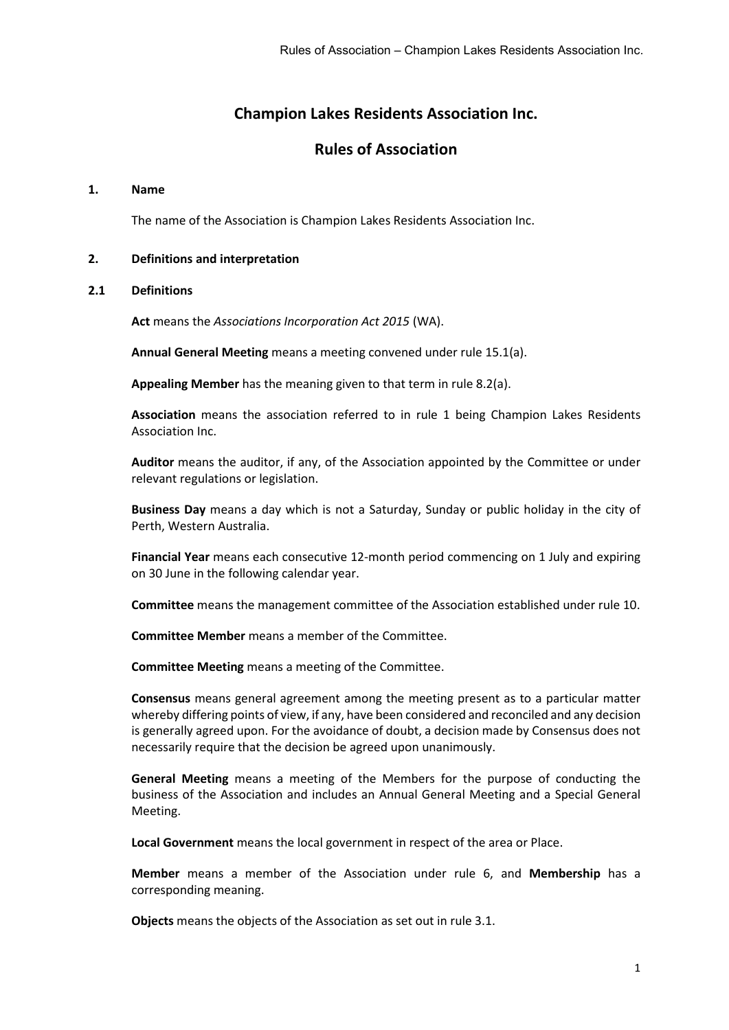# Champion Lakes Residents Association Inc.

# Rules of Association

## 1. Name

The name of the Association is Champion Lakes Residents Association Inc.

## 2. Definitions and interpretation

### 2.1 Definitions

**Act** means the *Associations Incorporation Act 2015* (WA).

**Annual General Meeting** means a meeting convened under rule 15.1(a).

**Appealing Member** has the meaning given to that term in rule 8.2(a).

**Association** means the association referred to in rule 1 being Champion Lakes Residents Association Inc.

**Auditor** means the auditor, if any, of the Association appointed by the Committee or under relevant regulations or legislation.

**Business Day** means a day which is not a Saturday, Sunday or public holiday in the city of Perth, Western Australia.

**Financial Year** means each consecutive 12-month period commencing on 1 July and expiring on 30 June in the following calendar year.

**Committee** means the management committee of the Association established under rule 10.

**Committee Member** means a member of the Committee.

**Committee Meeting** means a meeting of the Committee.

**Consensus** means general agreement among the meeting present as to a particular matter whereby differing points of view, if any, have been considered and reconciled and any decision is generally agreed upon. For the avoidance of doubt, a decision made by Consensus does not necessarily require that the decision be agreed upon unanimously.

**General Meeting** means a meeting of the Members for the purpose of conducting the business of the Association and includes an Annual General Meeting and a Special General Meeting.

**Local Government** means the local government in respect of the area or Place.

**Member** means a member of the Association under rule 6, and **Membership** has a corresponding meaning.

**Objects** means the objects of the Association as set out in rule 3.1.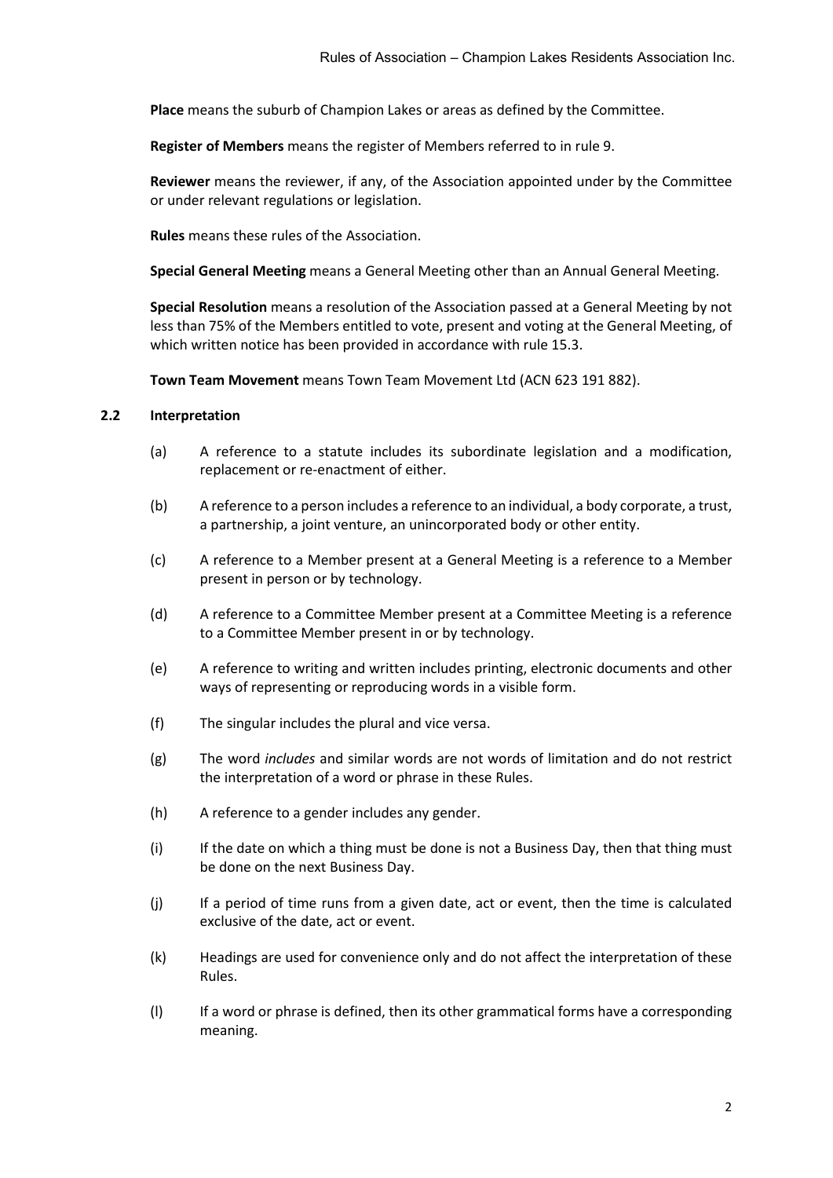**Place** means the suburb of Champion Lakes or areas as defined by the Committee.

**Register of Members** means the register of Members referred to in rule 9.

**Reviewer** means the reviewer, if any, of the Association appointed under by the Committee or under relevant regulations or legislation.

**Rules** means these rules of the Association.

**Special General Meeting** means a General Meeting other than an Annual General Meeting.

**Special Resolution** means a resolution of the Association passed at a General Meeting by not less than 75% of the Members entitled to vote, present and voting at the General Meeting, of which written notice has been provided in accordance with rule 15.3.

**Town Team Movement** means Town Team Movement Ltd (ACN 623 191 882).

### 2.2 Interpretation

(a) A reference to a statute includes its subordinate legislation and a modification, replacement or re-enactment of either.

(b) A reference to a person includes a reference to an individual, a body corporate, a trust, a partnership, a joint venture, an unincorporated body or other entity.

(c) A reference to a Member present at a General Meeting is a reference to a Member present in person or by technology.

(d) A reference to a Committee Member present at a Committee Meeting is a reference to a Committee Member present in or by technology.

(e) A reference to writing and written includes printing, electronic documents and other ways of representing or reproducing words in a visible form.

(f) The singular includes the plural and vice versa.

(g) The word *includes* and similar words are not words of limitation and do not restrict the interpretation of a word or phrase in these Rules.

(h) A reference to a gender includes any gender.

(i) If the date on which a thing must be done is not a Business Day, then that thing must be done on the next Business Day.

(j) If a period of time runs from a given date, act or event, then the time is calculated exclusive of the date, act or event.

(k) Headings are used for convenience only and do not affect the interpretation of these Rules.

(l) If a word or phrase is defined, then its other grammatical forms have a corresponding meaning.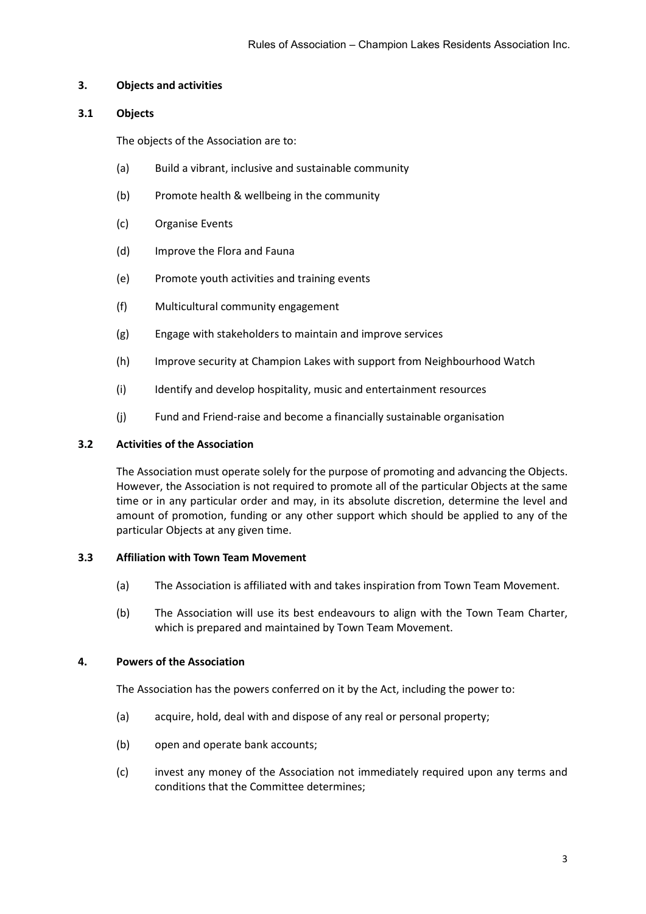## 3. Objects and activities

### 3.1 Objects

The objects of the Association are to:

(a) Build a vibrant, inclusive and sustainable community

(b) Promote health & wellbeing in the community

(c) Organise Events

(d) Improve the Flora and Fauna

(e) Promote youth activities and training events

(f) Multicultural community engagement

(g) Engage with stakeholders to maintain and improve services

(h) Improve security at Champion Lakes with support from Neighbourhood Watch

(i) Identify and develop hospitality, music and entertainment resources

(j) Fund and Friend-raise and become a financially sustainable organisation

### 3.2 Activities of the Association

The Association must operate solely for the purpose of promoting and advancing the Objects. However, the Association is not required to promote all of the particular Objects at the same time or in any particular order and may, in its absolute discretion, determine the level and amount of promotion, funding or any other support which should be applied to any of the particular Objects at any given time.

### 3.3 Affiliation with Town Team Movement

(a) The Association is affiliated with and takes inspiration from Town Team Movement.

(b) The Association will use its best endeavours to align with the Town Team Charter, which is prepared and maintained by Town Team Movement.

## 4. Powers of the Association

The Association has the powers conferred on it by the Act, including the power to:

(a) acquire, hold, deal with and dispose of any real or personal property;

(b) open and operate bank accounts;

(c) invest any money of the Association not immediately required upon any terms and conditions that the Committee determines;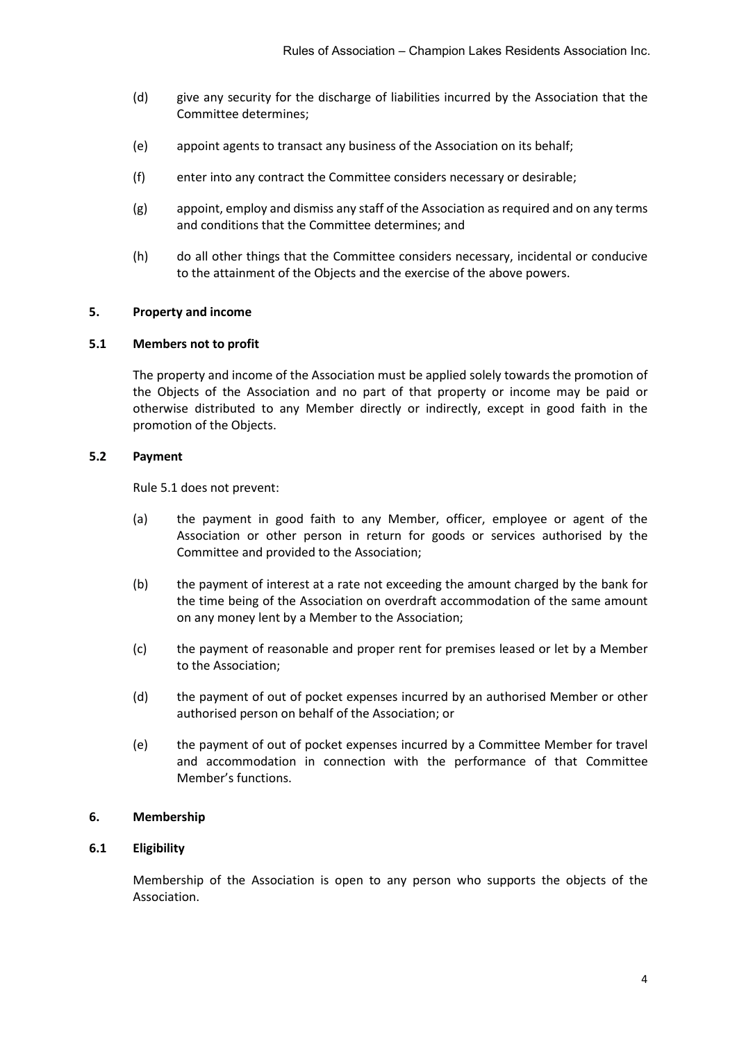(d) give any security for the discharge of liabilities incurred by the Association that the Committee determines;

(e) appoint agents to transact any business of the Association on its behalf;

(f) enter into any contract the Committee considers necessary or desirable;

(g) appoint, employ and dismiss any staff of the Association as required and on any terms and conditions that the Committee determines; and

(h) do all other things that the Committee considers necessary, incidental or conducive to the attainment of the Objects and the exercise of the above powers.

## 5. Property and income

### 5.1 Members not to profit

The property and income of the Association must be applied solely towards the promotion of the Objects of the Association and no part of that property or income may be paid or otherwise distributed to any Member directly or indirectly, except in good faith in the promotion of the Objects.

### 5.2 Payment

Rule 5.1 does not prevent:

(a) the payment in good faith to any Member, officer, employee or agent of the Association or other person in return for goods or services authorised by the Committee and provided to the Association;

(b) the payment of interest at a rate not exceeding the amount charged by the bank for the time being of the Association on overdraft accommodation of the same amount on any money lent by a Member to the Association;

(c) the payment of reasonable and proper rent for premises leased or let by a Member to the Association;

(d) the payment of out of pocket expenses incurred by an authorised Member or other authorised person on behalf of the Association; or

(e) the payment of out of pocket expenses incurred by a Committee Member for travel and accommodation in connection with the performance of that Committee Member's functions.

## 6. Membership

### 6.1 Eligibility

Membership of the Association is open to any person who supports the objects of the Association.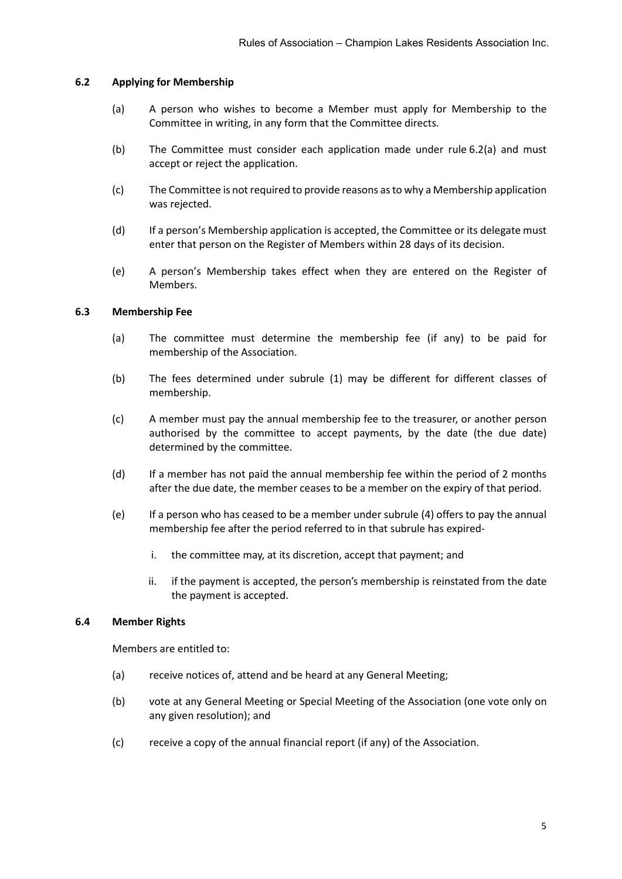### 6.2 Applying for Membership

(a) A person who wishes to become a Member must apply for Membership to the Committee in writing, in any form that the Committee directs.

(b) The Committee must consider each application made under rule 6.2(a) and must accept or reject the application.

(c) The Committee is not required to provide reasons as to why a Membership application was rejected.

(d) If a person's Membership application is accepted, the Committee or its delegate must enter that person on the Register of Members within 28 days of its decision.

(e) A person's Membership takes effect when they are entered on the Register of Members.

### 6.3 Membership Fee

(a) The committee must determine the membership fee (if any) to be paid for membership of the Association.

(b) The fees determined under subrule (1) may be different for different classes of membership.

(c) A member must pay the annual membership fee to the treasurer, or another person authorised by the committee to accept payments, by the date (the due date) determined by the committee.

(d) If a member has not paid the annual membership fee within the period of 2 months after the due date, the member ceases to be a member on the expiry of that period.

(e) If a person who has ceased to be a member under subrule (4) offers to pay the annual membership fee after the period referred to in that subrule has expired-

i. the committee may, at its discretion, accept that payment; and

ii. if the payment is accepted, the person's membership is reinstated from the date the payment is accepted.

### 6.4 Member Rights

Members are entitled to:

(a) receive notices of, attend and be heard at any General Meeting;

(b) vote at any General Meeting or Special Meeting of the Association (one vote only on any given resolution); and

(c) receive a copy of the annual financial report (if any) of the Association.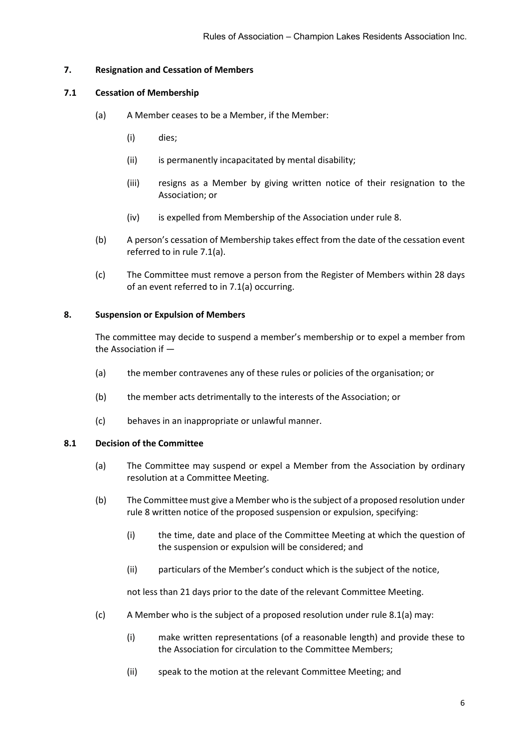## 7. Resignation and Cessation of Members

### 7.1 Cessation of Membership

(a) A Member ceases to be a Member, if the Member:

(i) dies;

(ii) is permanently incapacitated by mental disability;

(iii) resigns as a Member by giving written notice of their resignation to the Association; or

(iv) is expelled from Membership of the Association under rule 8.

(b) A person's cessation of Membership takes effect from the date of the cessation event referred to in rule 7.1(a).

(c) The Committee must remove a person from the Register of Members within 28 days of an event referred to in 7.1(a) occurring.

## 8. Suspension or Expulsion of Members

The committee may decide to suspend a member's membership or to expel a member from the Association if —

(a) the member contravenes any of these rules or policies of the organisation; or

(b) the member acts detrimentally to the interests of the Association; or

(c) behaves in an inappropriate or unlawful manner.

### 8.1 Decision of the Committee

(a) The Committee may suspend or expel a Member from the Association by ordinary resolution at a Committee Meeting.

(b) The Committee must give a Member who is the subject of a proposed resolution under rule 8 written notice of the proposed suspension or expulsion, specifying:

(i) the time, date and place of the Committee Meeting at which the question of the suspension or expulsion will be considered; and

(ii) particulars of the Member's conduct which is the subject of the notice,

not less than 21 days prior to the date of the relevant Committee Meeting.

(c) A Member who is the subject of a proposed resolution under rule 8.1(a) may:

(i) make written representations (of a reasonable length) and provide these to the Association for circulation to the Committee Members;

(ii) speak to the motion at the relevant Committee Meeting; and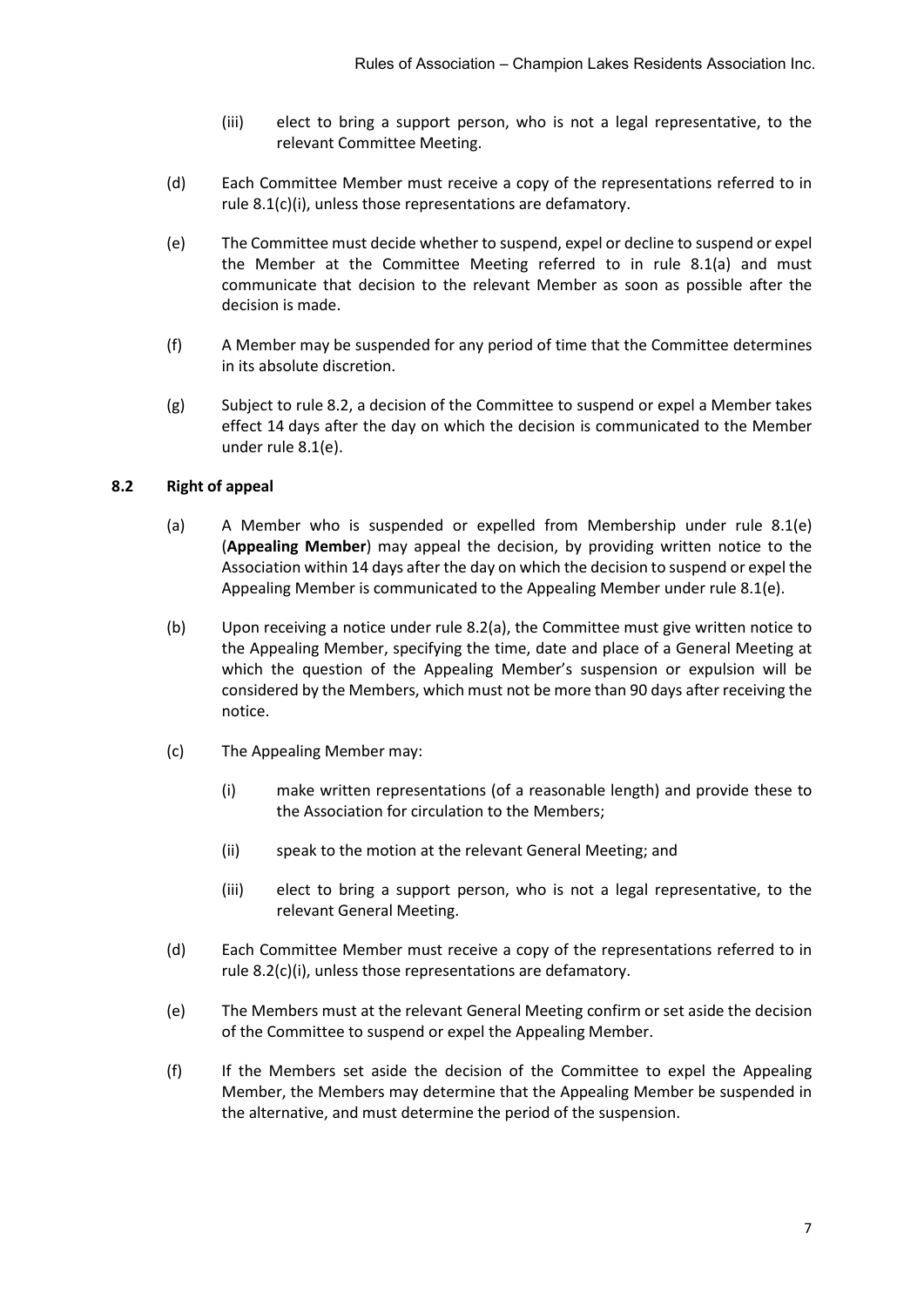(iii) elect to bring a support person, who is not a legal representative, to the relevant Committee Meeting.

(d) Each Committee Member must receive a copy of the representations referred to in rule 8.1(c)(i), unless those representations are defamatory.

(e) The Committee must decide whether to suspend, expel or decline to suspend or expel the Member at the Committee Meeting referred to in rule 8.1(a) and must communicate that decision to the relevant Member as soon as possible after the decision is made.

(f) A Member may be suspended for any period of time that the Committee determines in its absolute discretion.

(g) Subject to rule 8.2, a decision of the Committee to suspend or expel a Member takes effect 14 days after the day on which the decision is communicated to the Member under rule 8.1(e).

### 8.2 Right of appeal

(a) A Member who is suspended or expelled from Membership under rule 8.1(e) (**Appealing Member**) may appeal the decision, by providing written notice to the Association within 14 days after the day on which the decision to suspend or expel the Appealing Member is communicated to the Appealing Member under rule 8.1(e).

(b) Upon receiving a notice under rule 8.2(a), the Committee must give written notice to the Appealing Member, specifying the time, date and place of a General Meeting at which the question of the Appealing Member's suspension or expulsion will be considered by the Members, which must not be more than 90 days after receiving the notice.

(c) The Appealing Member may:

(i) make written representations (of a reasonable length) and provide these to the Association for circulation to the Members;

(ii) speak to the motion at the relevant General Meeting; and

(iii) elect to bring a support person, who is not a legal representative, to the relevant General Meeting.

(d) Each Committee Member must receive a copy of the representations referred to in rule 8.2(c)(i), unless those representations are defamatory.

(e) The Members must at the relevant General Meeting confirm or set aside the decision of the Committee to suspend or expel the Appealing Member.

(f) If the Members set aside the decision of the Committee to expel the Appealing Member, the Members may determine that the Appealing Member be suspended in the alternative, and must determine the period of the suspension.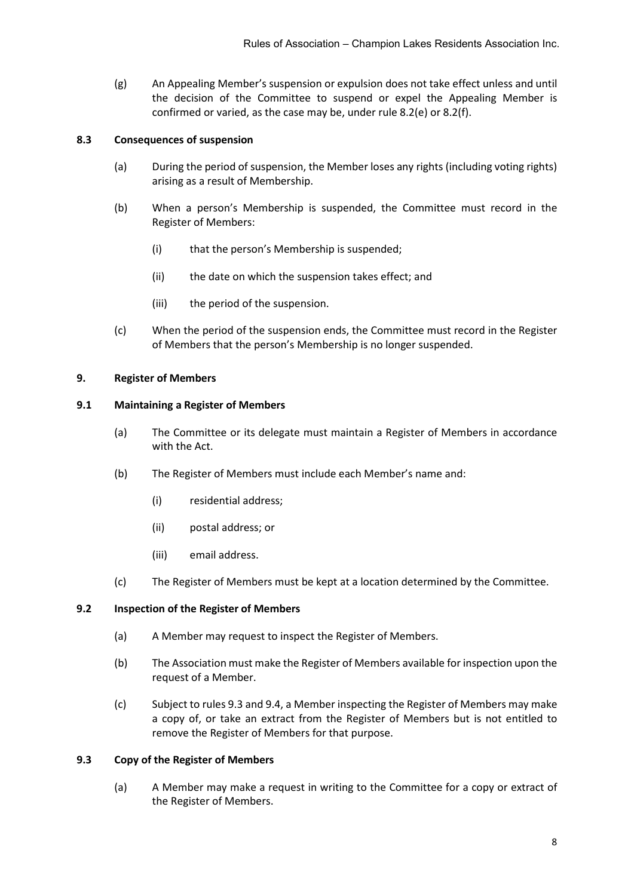(g) An Appealing Member's suspension or expulsion does not take effect unless and until the decision of the Committee to suspend or expel the Appealing Member is confirmed or varied, as the case may be, under rule 8.2(e) or 8.2(f).

### 8.3 Consequences of suspension

(a) During the period of suspension, the Member loses any rights (including voting rights) arising as a result of Membership.

(b) When a person's Membership is suspended, the Committee must record in the Register of Members:

  (i) that the person's Membership is suspended;

  (ii) the date on which the suspension takes effect; and

  (iii) the period of the suspension.

(c) When the period of the suspension ends, the Committee must record in the Register of Members that the person's Membership is no longer suspended.

## 9. Register of Members

### 9.1 Maintaining a Register of Members

(a) The Committee or its delegate must maintain a Register of Members in accordance with the Act.

(b) The Register of Members must include each Member's name and:

  (i) residential address;

  (ii) postal address; or

  (iii) email address.

(c) The Register of Members must be kept at a location determined by the Committee.

### 9.2 Inspection of the Register of Members

(a) A Member may request to inspect the Register of Members.

(b) The Association must make the Register of Members available for inspection upon the request of a Member.

(c) Subject to rules 9.3 and 9.4, a Member inspecting the Register of Members may make a copy of, or take an extract from the Register of Members but is not entitled to remove the Register of Members for that purpose.

### 9.3 Copy of the Register of Members

(a) A Member may make a request in writing to the Committee for a copy or extract of the Register of Members.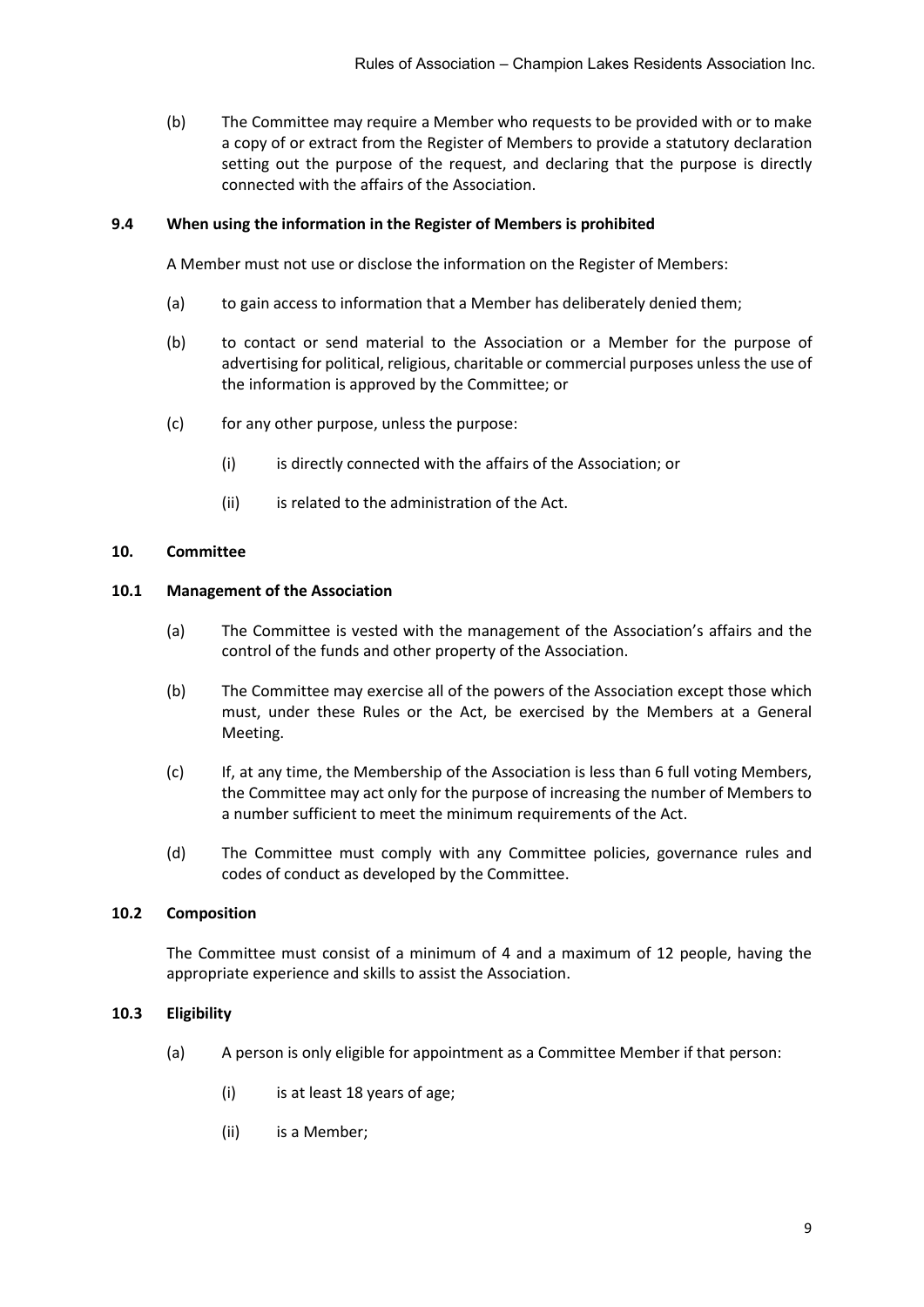(b) The Committee may require a Member who requests to be provided with or to make a copy of or extract from the Register of Members to provide a statutory declaration setting out the purpose of the request, and declaring that the purpose is directly connected with the affairs of the Association.

### 9.4 When using the information in the Register of Members is prohibited

A Member must not use or disclose the information on the Register of Members:

(a) to gain access to information that a Member has deliberately denied them;

(b) to contact or send material to the Association or a Member for the purpose of advertising for political, religious, charitable or commercial purposes unless the use of the information is approved by the Committee; or

(c) for any other purpose, unless the purpose:

(i) is directly connected with the affairs of the Association; or

(ii) is related to the administration of the Act.

## 10. Committee

### 10.1 Management of the Association

(a) The Committee is vested with the management of the Association's affairs and the control of the funds and other property of the Association.

(b) The Committee may exercise all of the powers of the Association except those which must, under these Rules or the Act, be exercised by the Members at a General Meeting.

(c) If, at any time, the Membership of the Association is less than 6 full voting Members, the Committee may act only for the purpose of increasing the number of Members to a number sufficient to meet the minimum requirements of the Act.

(d) The Committee must comply with any Committee policies, governance rules and codes of conduct as developed by the Committee.

### 10.2 Composition

The Committee must consist of a minimum of 4 and a maximum of 12 people, having the appropriate experience and skills to assist the Association.

### 10.3 Eligibility

(a) A person is only eligible for appointment as a Committee Member if that person:

(i) is at least 18 years of age;

(ii) is a Member;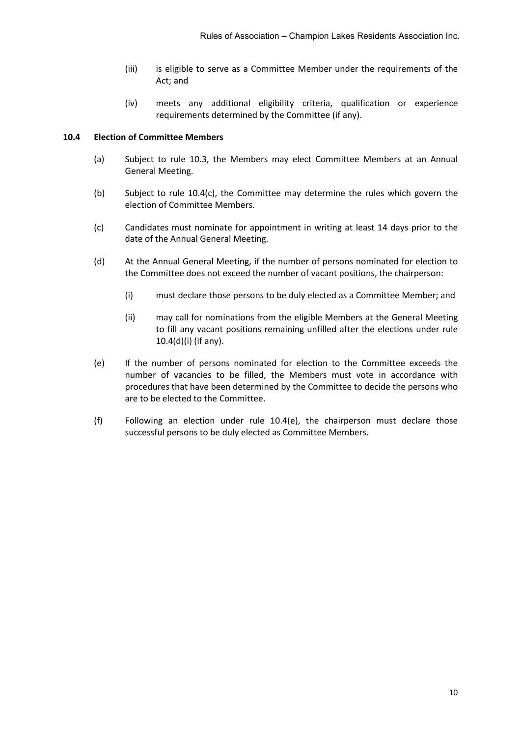(iii) is eligible to serve as a Committee Member under the requirements of the Act; and

(iv) meets any additional eligibility criteria, qualification or experience requirements determined by the Committee (if any).

**10.4 Election of Committee Members**

(a) Subject to rule 10.3, the Members may elect Committee Members at an Annual General Meeting.

(b) Subject to rule 10.4(c), the Committee may determine the rules which govern the election of Committee Members.

(c) Candidates must nominate for appointment in writing at least 14 days prior to the date of the Annual General Meeting.

(d) At the Annual General Meeting, if the number of persons nominated for election to the Committee does not exceed the number of vacant positions, the chairperson:

(i) must declare those persons to be duly elected as a Committee Member; and

(ii) may call for nominations from the eligible Members at the General Meeting to fill any vacant positions remaining unfilled after the elections under rule 10.4(d)(i) (if any).

(e) If the number of persons nominated for election to the Committee exceeds the number of vacancies to be filled, the Members must vote in accordance with procedures that have been determined by the Committee to decide the persons who are to be elected to the Committee.

(f) Following an election under rule 10.4(e), the chairperson must declare those successful persons to be duly elected as Committee Members.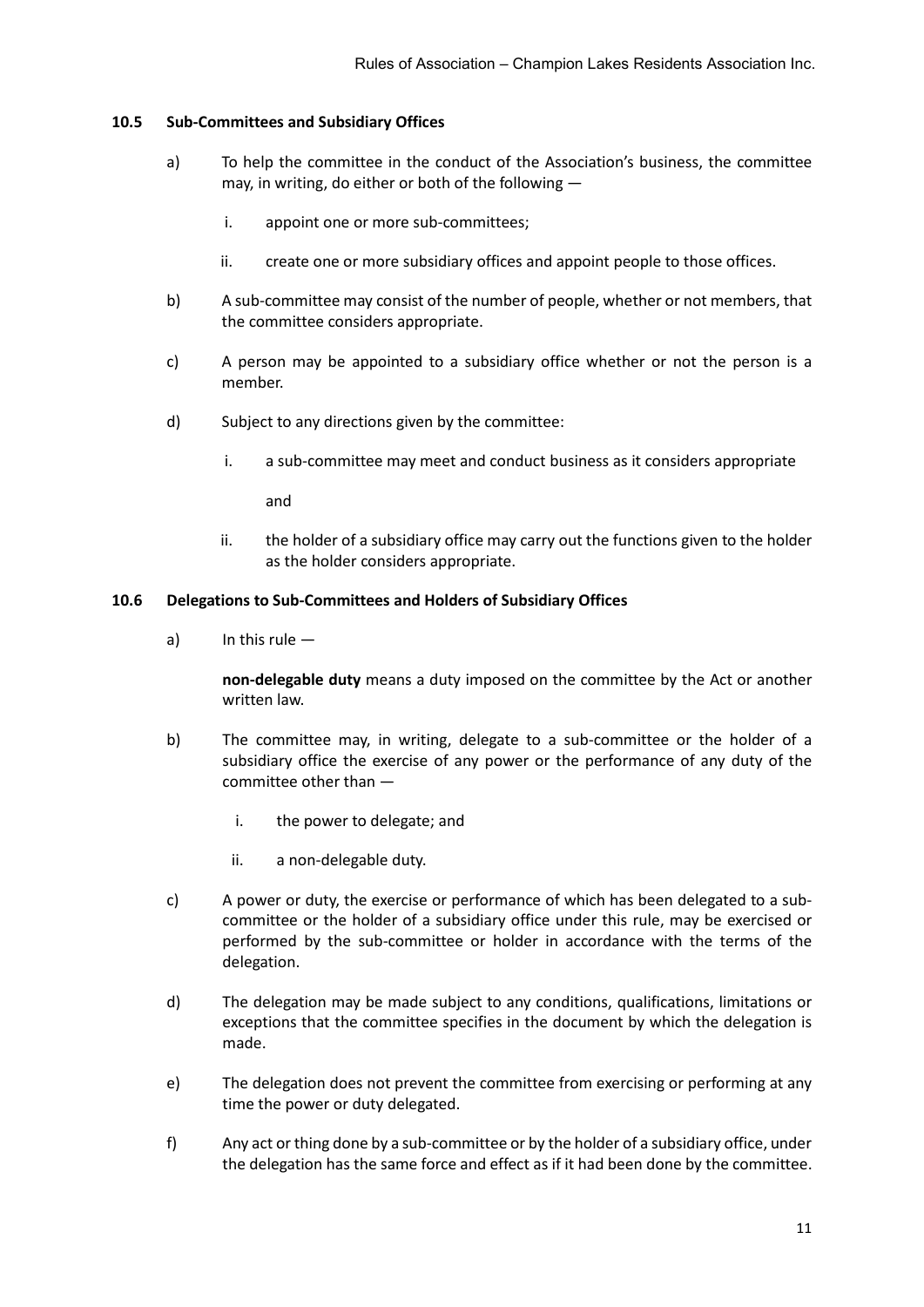### 10.5 Sub-Committees and Subsidiary Offices

a) To help the committee in the conduct of the Association's business, the committee may, in writing, do either or both of the following —

   i. appoint one or more sub-committees;

   ii. create one or more subsidiary offices and appoint people to those offices.

b) A sub-committee may consist of the number of people, whether or not members, that the committee considers appropriate.

c) A person may be appointed to a subsidiary office whether or not the person is a member.

d) Subject to any directions given by the committee:

   i. a sub-committee may meet and conduct business as it considers appropriate

      and

   ii. the holder of a subsidiary office may carry out the functions given to the holder as the holder considers appropriate.

### 10.6 Delegations to Sub-Committees and Holders of Subsidiary Offices

a) In this rule —

   **non-delegable duty** means a duty imposed on the committee by the Act or another written law.

b) The committee may, in writing, delegate to a sub-committee or the holder of a subsidiary office the exercise of any power or the performance of any duty of the committee other than —

   i. the power to delegate; and

   ii. a non-delegable duty.

c) A power or duty, the exercise or performance of which has been delegated to a sub-committee or the holder of a subsidiary office under this rule, may be exercised or performed by the sub-committee or holder in accordance with the terms of the delegation.

d) The delegation may be made subject to any conditions, qualifications, limitations or exceptions that the committee specifies in the document by which the delegation is made.

e) The delegation does not prevent the committee from exercising or performing at any time the power or duty delegated.

f) Any act or thing done by a sub-committee or by the holder of a subsidiary office, under the delegation has the same force and effect as if it had been done by the committee.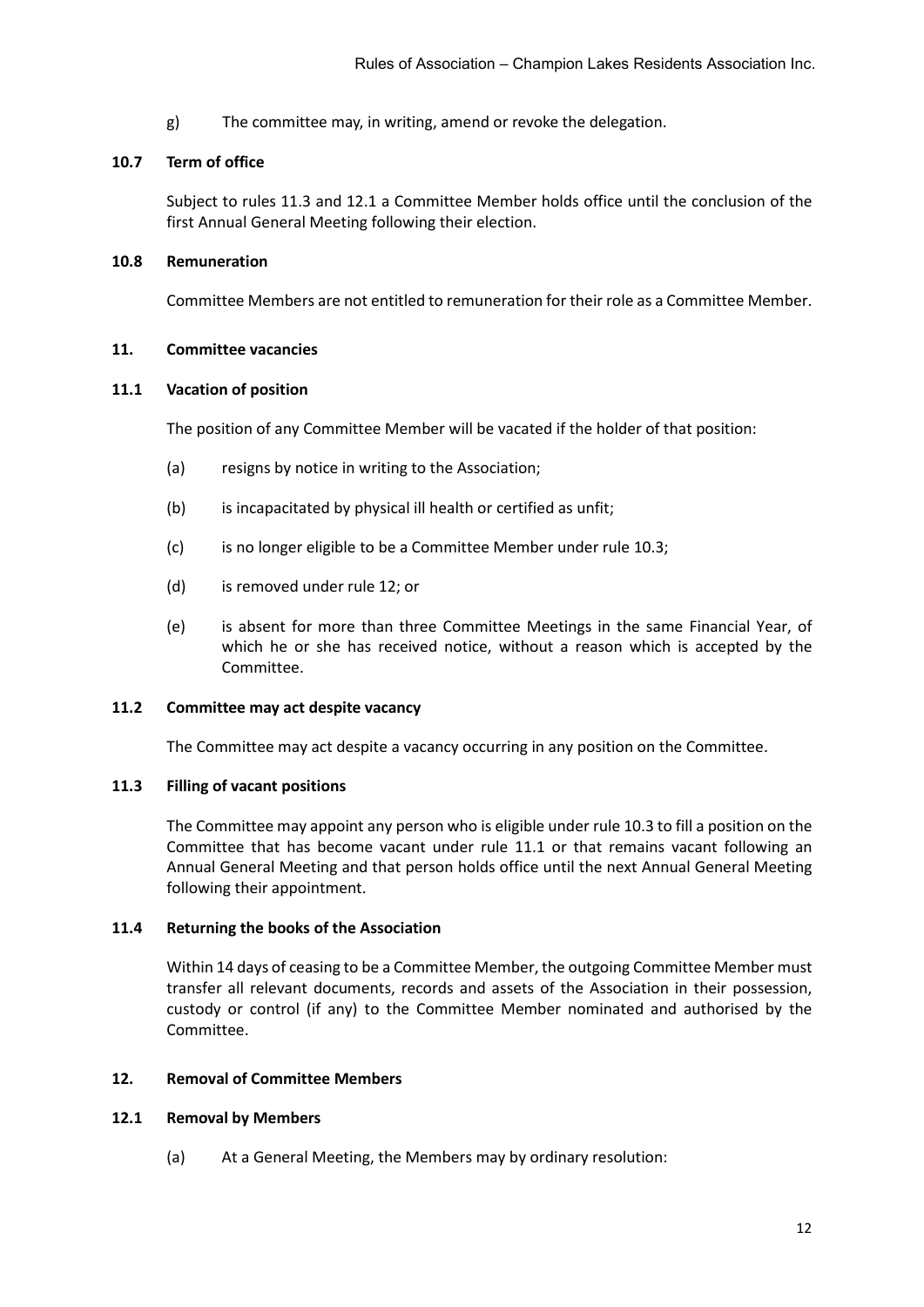g) The committee may, in writing, amend or revoke the delegation.

### 10.7 Term of office

Subject to rules 11.3 and 12.1 a Committee Member holds office until the conclusion of the first Annual General Meeting following their election.

### 10.8 Remuneration

Committee Members are not entitled to remuneration for their role as a Committee Member.

## 11. Committee vacancies

### 11.1 Vacation of position

The position of any Committee Member will be vacated if the holder of that position:

(a) resigns by notice in writing to the Association;

(b) is incapacitated by physical ill health or certified as unfit;

(c) is no longer eligible to be a Committee Member under rule 10.3;

(d) is removed under rule 12; or

(e) is absent for more than three Committee Meetings in the same Financial Year, of which he or she has received notice, without a reason which is accepted by the Committee.

### 11.2 Committee may act despite vacancy

The Committee may act despite a vacancy occurring in any position on the Committee.

### 11.3 Filling of vacant positions

The Committee may appoint any person who is eligible under rule 10.3 to fill a position on the Committee that has become vacant under rule 11.1 or that remains vacant following an Annual General Meeting and that person holds office until the next Annual General Meeting following their appointment.

### 11.4 Returning the books of the Association

Within 14 days of ceasing to be a Committee Member, the outgoing Committee Member must transfer all relevant documents, records and assets of the Association in their possession, custody or control (if any) to the Committee Member nominated and authorised by the Committee.

## 12. Removal of Committee Members

### 12.1 Removal by Members

(a) At a General Meeting, the Members may by ordinary resolution: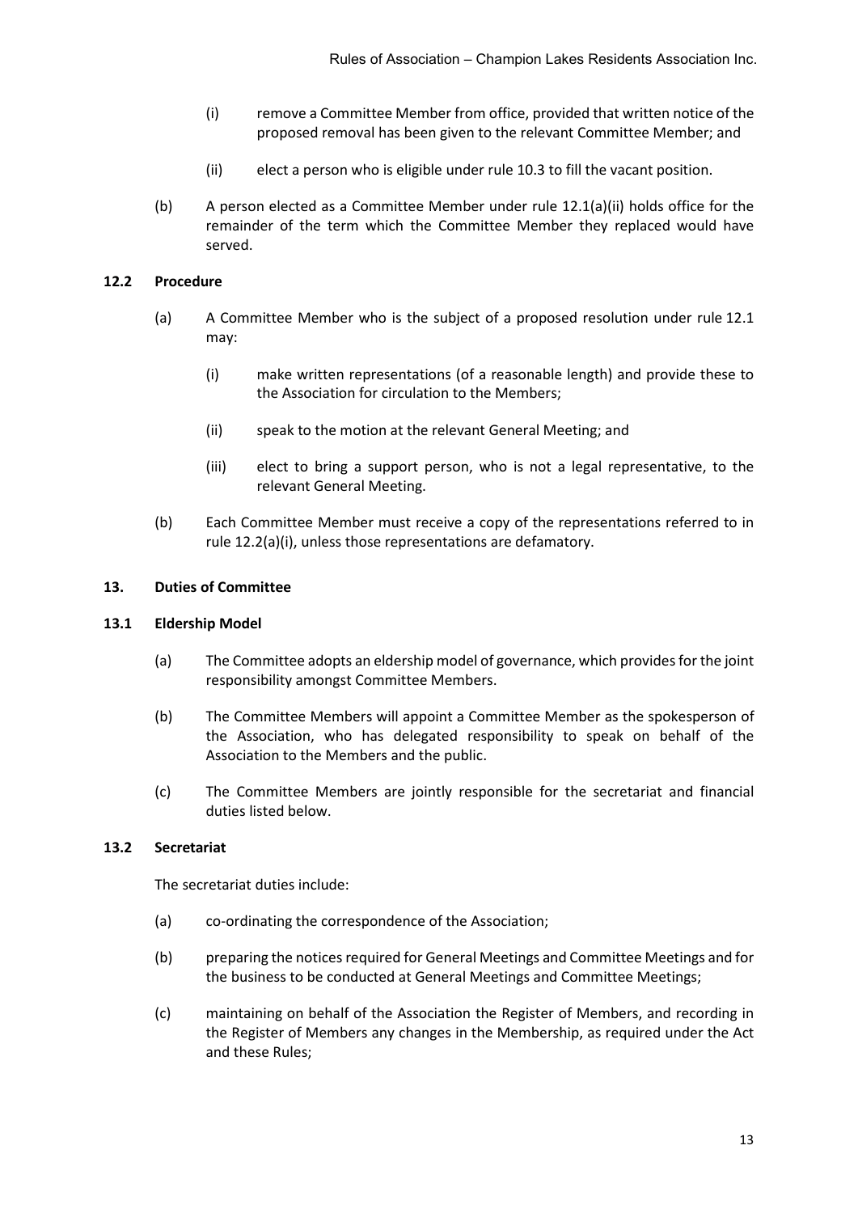(i) remove a Committee Member from office, provided that written notice of the proposed removal has been given to the relevant Committee Member; and

(ii) elect a person who is eligible under rule 10.3 to fill the vacant position.

(b) A person elected as a Committee Member under rule 12.1(a)(ii) holds office for the remainder of the term which the Committee Member they replaced would have served.

### 12.2 Procedure

(a) A Committee Member who is the subject of a proposed resolution under rule 12.1 may:

(i) make written representations (of a reasonable length) and provide these to the Association for circulation to the Members;

(ii) speak to the motion at the relevant General Meeting; and

(iii) elect to bring a support person, who is not a legal representative, to the relevant General Meeting.

(b) Each Committee Member must receive a copy of the representations referred to in rule 12.2(a)(i), unless those representations are defamatory.

## 13. Duties of Committee

### 13.1 Eldership Model

(a) The Committee adopts an eldership model of governance, which provides for the joint responsibility amongst Committee Members.

(b) The Committee Members will appoint a Committee Member as the spokesperson of the Association, who has delegated responsibility to speak on behalf of the Association to the Members and the public.

(c) The Committee Members are jointly responsible for the secretariat and financial duties listed below.

### 13.2 Secretariat

The secretariat duties include:

(a) co-ordinating the correspondence of the Association;

(b) preparing the notices required for General Meetings and Committee Meetings and for the business to be conducted at General Meetings and Committee Meetings;

(c) maintaining on behalf of the Association the Register of Members, and recording in the Register of Members any changes in the Membership, as required under the Act and these Rules;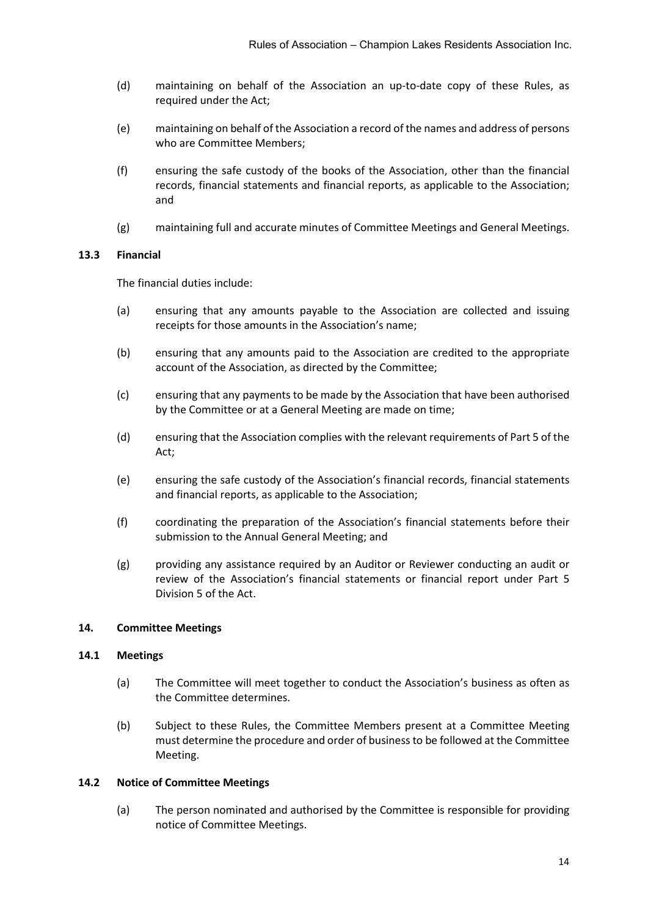(d) maintaining on behalf of the Association an up-to-date copy of these Rules, as required under the Act;

(e) maintaining on behalf of the Association a record of the names and address of persons who are Committee Members;

(f) ensuring the safe custody of the books of the Association, other than the financial records, financial statements and financial reports, as applicable to the Association; and

(g) maintaining full and accurate minutes of Committee Meetings and General Meetings.

### 13.3 Financial

The financial duties include:

(a) ensuring that any amounts payable to the Association are collected and issuing receipts for those amounts in the Association's name;

(b) ensuring that any amounts paid to the Association are credited to the appropriate account of the Association, as directed by the Committee;

(c) ensuring that any payments to be made by the Association that have been authorised by the Committee or at a General Meeting are made on time;

(d) ensuring that the Association complies with the relevant requirements of Part 5 of the Act;

(e) ensuring the safe custody of the Association's financial records, financial statements and financial reports, as applicable to the Association;

(f) coordinating the preparation of the Association's financial statements before their submission to the Annual General Meeting; and

(g) providing any assistance required by an Auditor or Reviewer conducting an audit or review of the Association's financial statements or financial report under Part 5 Division 5 of the Act.

## 14. Committee Meetings

### 14.1 Meetings

(a) The Committee will meet together to conduct the Association's business as often as the Committee determines.

(b) Subject to these Rules, the Committee Members present at a Committee Meeting must determine the procedure and order of business to be followed at the Committee Meeting.

### 14.2 Notice of Committee Meetings

(a) The person nominated and authorised by the Committee is responsible for providing notice of Committee Meetings.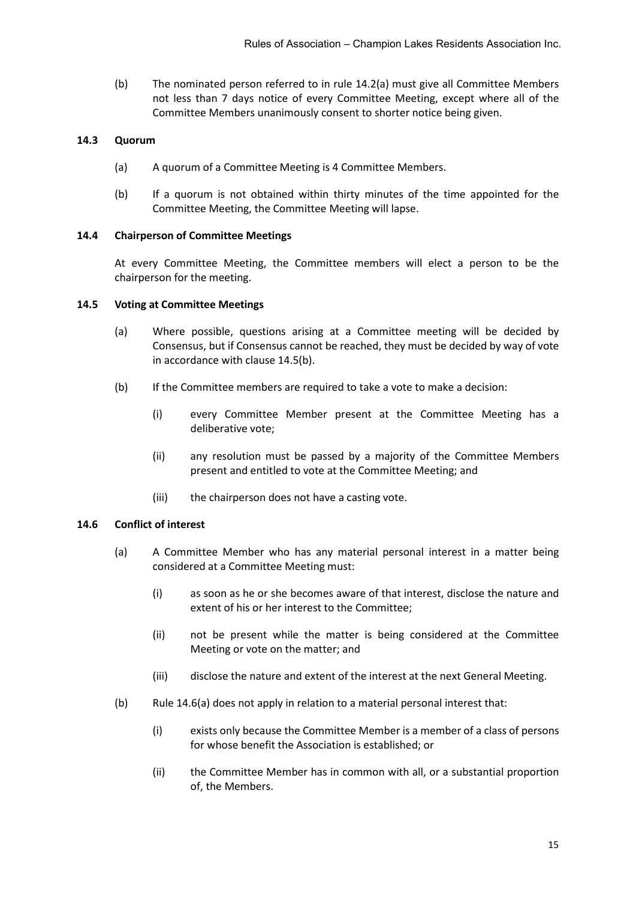(b) The nominated person referred to in rule 14.2(a) must give all Committee Members not less than 7 days notice of every Committee Meeting, except where all of the Committee Members unanimously consent to shorter notice being given.

### 14.3 Quorum

(a) A quorum of a Committee Meeting is 4 Committee Members.

(b) If a quorum is not obtained within thirty minutes of the time appointed for the Committee Meeting, the Committee Meeting will lapse.

### 14.4 Chairperson of Committee Meetings

At every Committee Meeting, the Committee members will elect a person to be the chairperson for the meeting.

### 14.5 Voting at Committee Meetings

(a) Where possible, questions arising at a Committee meeting will be decided by Consensus, but if Consensus cannot be reached, they must be decided by way of vote in accordance with clause 14.5(b).

(b) If the Committee members are required to take a vote to make a decision:

(i) every Committee Member present at the Committee Meeting has a deliberative vote;

(ii) any resolution must be passed by a majority of the Committee Members present and entitled to vote at the Committee Meeting; and

(iii) the chairperson does not have a casting vote.

### 14.6 Conflict of interest

(a) A Committee Member who has any material personal interest in a matter being considered at a Committee Meeting must:

(i) as soon as he or she becomes aware of that interest, disclose the nature and extent of his or her interest to the Committee;

(ii) not be present while the matter is being considered at the Committee Meeting or vote on the matter; and

(iii) disclose the nature and extent of the interest at the next General Meeting.

(b) Rule 14.6(a) does not apply in relation to a material personal interest that:

(i) exists only because the Committee Member is a member of a class of persons for whose benefit the Association is established; or

(ii) the Committee Member has in common with all, or a substantial proportion of, the Members.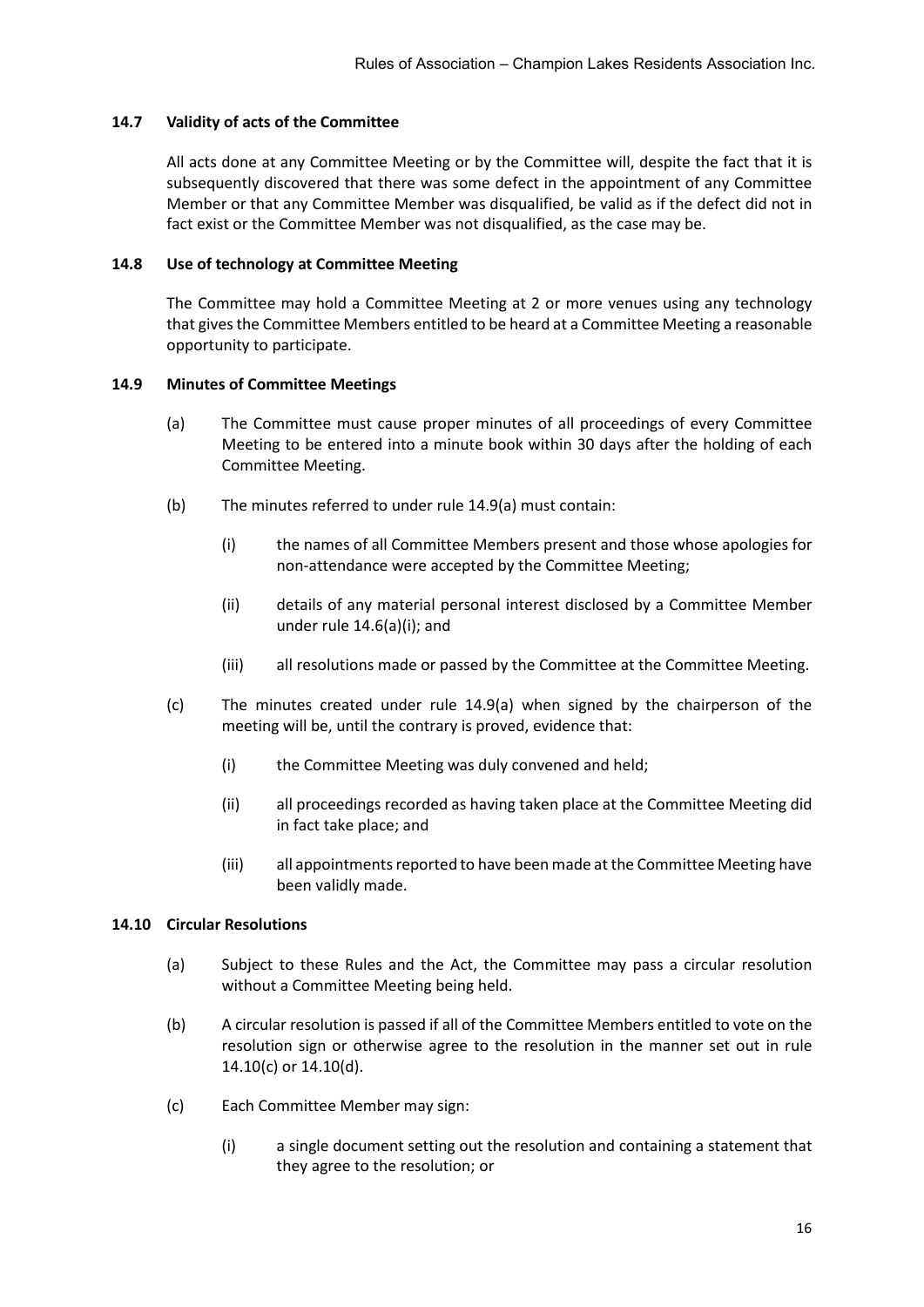### 14.7 Validity of acts of the Committee

All acts done at any Committee Meeting or by the Committee will, despite the fact that it is subsequently discovered that there was some defect in the appointment of any Committee Member or that any Committee Member was disqualified, be valid as if the defect did not in fact exist or the Committee Member was not disqualified, as the case may be.

### 14.8 Use of technology at Committee Meeting

The Committee may hold a Committee Meeting at 2 or more venues using any technology that gives the Committee Members entitled to be heard at a Committee Meeting a reasonable opportunity to participate.

### 14.9 Minutes of Committee Meetings

(a) The Committee must cause proper minutes of all proceedings of every Committee Meeting to be entered into a minute book within 30 days after the holding of each Committee Meeting.

(b) The minutes referred to under rule 14.9(a) must contain:

   (i) the names of all Committee Members present and those whose apologies for non-attendance were accepted by the Committee Meeting;

   (ii) details of any material personal interest disclosed by a Committee Member under rule 14.6(a)(i); and

   (iii) all resolutions made or passed by the Committee at the Committee Meeting.

(c) The minutes created under rule 14.9(a) when signed by the chairperson of the meeting will be, until the contrary is proved, evidence that:

   (i) the Committee Meeting was duly convened and held;

   (ii) all proceedings recorded as having taken place at the Committee Meeting did in fact take place; and

   (iii) all appointments reported to have been made at the Committee Meeting have been validly made.

### 14.10 Circular Resolutions

(a) Subject to these Rules and the Act, the Committee may pass a circular resolution without a Committee Meeting being held.

(b) A circular resolution is passed if all of the Committee Members entitled to vote on the resolution sign or otherwise agree to the resolution in the manner set out in rule 14.10(c) or 14.10(d).

(c) Each Committee Member may sign:

   (i) a single document setting out the resolution and containing a statement that they agree to the resolution; or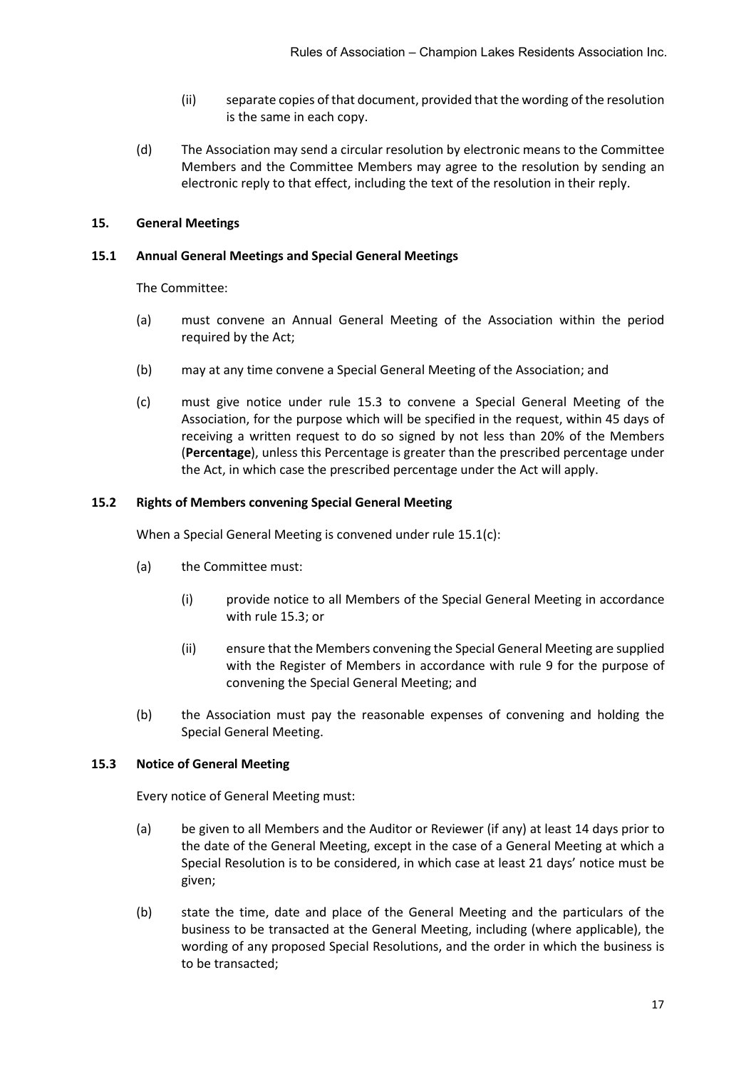(ii) separate copies of that document, provided that the wording of the resolution is the same in each copy.

(d) The Association may send a circular resolution by electronic means to the Committee Members and the Committee Members may agree to the resolution by sending an electronic reply to that effect, including the text of the resolution in their reply.

## 15. General Meetings

### 15.1 Annual General Meetings and Special General Meetings

The Committee:

(a) must convene an Annual General Meeting of the Association within the period required by the Act;

(b) may at any time convene a Special General Meeting of the Association; and

(c) must give notice under rule 15.3 to convene a Special General Meeting of the Association, for the purpose which will be specified in the request, within 45 days of receiving a written request to do so signed by not less than 20% of the Members (**Percentage**), unless this Percentage is greater than the prescribed percentage under the Act, in which case the prescribed percentage under the Act will apply.

### 15.2 Rights of Members convening Special General Meeting

When a Special General Meeting is convened under rule 15.1(c):

(a) the Committee must:

(i) provide notice to all Members of the Special General Meeting in accordance with rule 15.3; or

(ii) ensure that the Members convening the Special General Meeting are supplied with the Register of Members in accordance with rule 9 for the purpose of convening the Special General Meeting; and

(b) the Association must pay the reasonable expenses of convening and holding the Special General Meeting.

### 15.3 Notice of General Meeting

Every notice of General Meeting must:

(a) be given to all Members and the Auditor or Reviewer (if any) at least 14 days prior to the date of the General Meeting, except in the case of a General Meeting at which a Special Resolution is to be considered, in which case at least 21 days' notice must be given;

(b) state the time, date and place of the General Meeting and the particulars of the business to be transacted at the General Meeting, including (where applicable), the wording of any proposed Special Resolutions, and the order in which the business is to be transacted;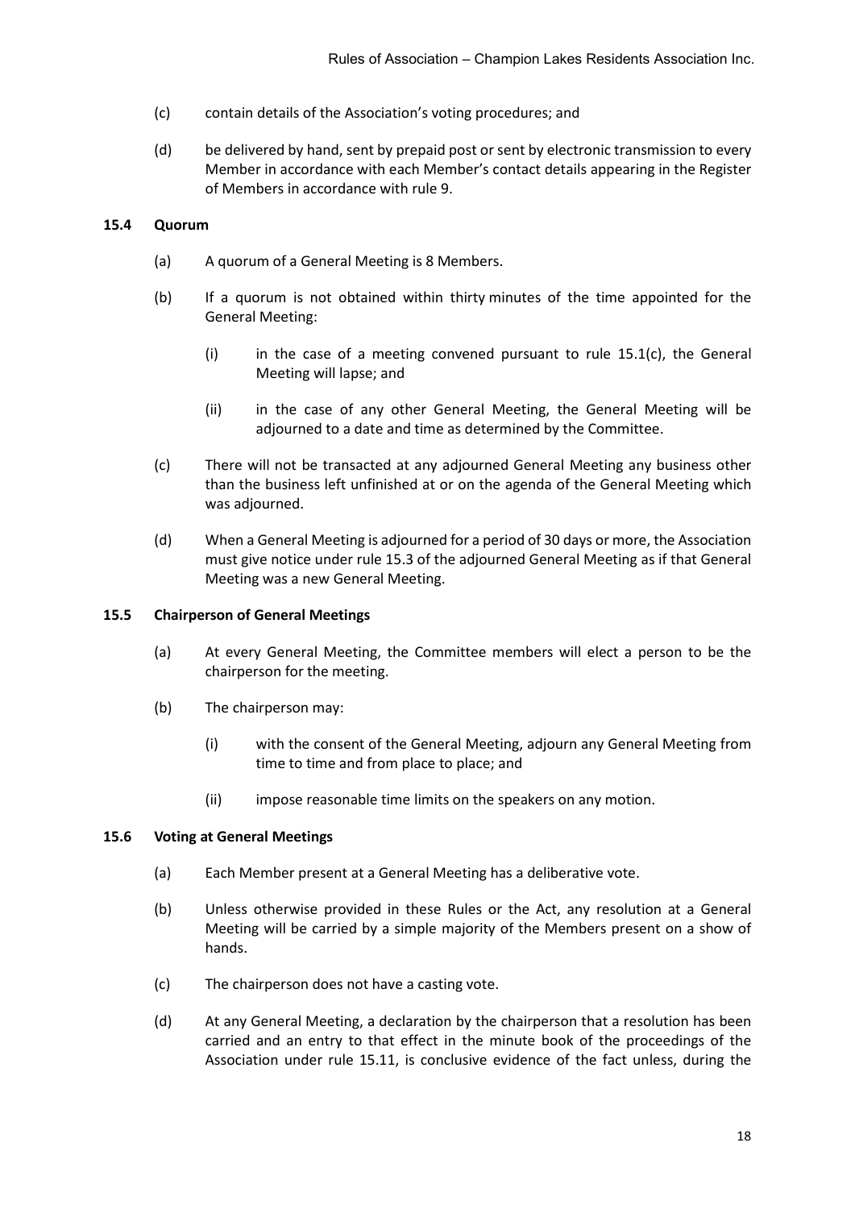(c) contain details of the Association's voting procedures; and

(d) be delivered by hand, sent by prepaid post or sent by electronic transmission to every Member in accordance with each Member's contact details appearing in the Register of Members in accordance with rule 9.

### 15.4 Quorum

(a) A quorum of a General Meeting is 8 Members.

(b) If a quorum is not obtained within thirty minutes of the time appointed for the General Meeting:

  (i) in the case of a meeting convened pursuant to rule 15.1(c), the General Meeting will lapse; and

  (ii) in the case of any other General Meeting, the General Meeting will be adjourned to a date and time as determined by the Committee.

(c) There will not be transacted at any adjourned General Meeting any business other than the business left unfinished at or on the agenda of the General Meeting which was adjourned.

(d) When a General Meeting is adjourned for a period of 30 days or more, the Association must give notice under rule 15.3 of the adjourned General Meeting as if that General Meeting was a new General Meeting.

### 15.5 Chairperson of General Meetings

(a) At every General Meeting, the Committee members will elect a person to be the chairperson for the meeting.

(b) The chairperson may:

  (i) with the consent of the General Meeting, adjourn any General Meeting from time to time and from place to place; and

  (ii) impose reasonable time limits on the speakers on any motion.

### 15.6 Voting at General Meetings

(a) Each Member present at a General Meeting has a deliberative vote.

(b) Unless otherwise provided in these Rules or the Act, any resolution at a General Meeting will be carried by a simple majority of the Members present on a show of hands.

(c) The chairperson does not have a casting vote.

(d) At any General Meeting, a declaration by the chairperson that a resolution has been carried and an entry to that effect in the minute book of the proceedings of the Association under rule 15.11, is conclusive evidence of the fact unless, during the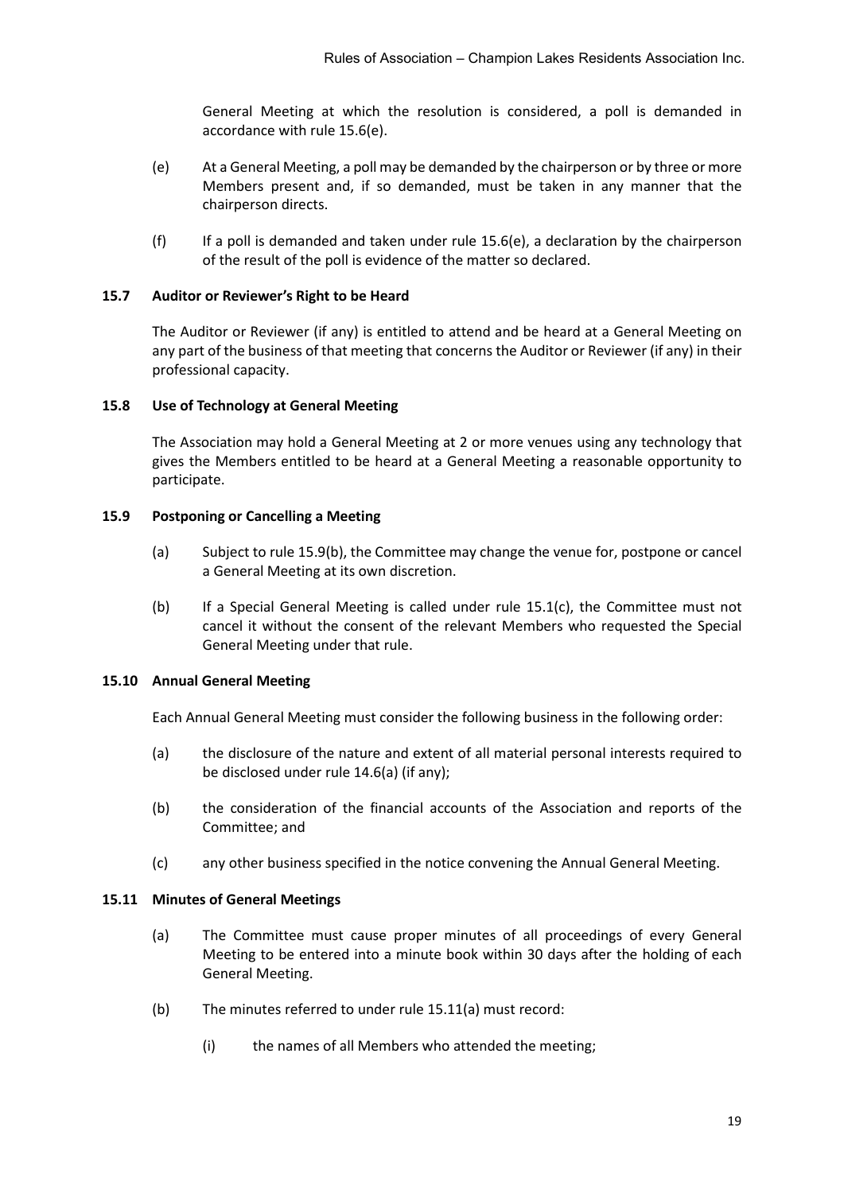General Meeting at which the resolution is considered, a poll is demanded in accordance with rule 15.6(e).

(e) At a General Meeting, a poll may be demanded by the chairperson or by three or more Members present and, if so demanded, must be taken in any manner that the chairperson directs.

(f) If a poll is demanded and taken under rule 15.6(e), a declaration by the chairperson of the result of the poll is evidence of the matter so declared.

### 15.7 Auditor or Reviewer's Right to be Heard

The Auditor or Reviewer (if any) is entitled to attend and be heard at a General Meeting on any part of the business of that meeting that concerns the Auditor or Reviewer (if any) in their professional capacity.

### 15.8 Use of Technology at General Meeting

The Association may hold a General Meeting at 2 or more venues using any technology that gives the Members entitled to be heard at a General Meeting a reasonable opportunity to participate.

### 15.9 Postponing or Cancelling a Meeting

(a) Subject to rule 15.9(b), the Committee may change the venue for, postpone or cancel a General Meeting at its own discretion.

(b) If a Special General Meeting is called under rule 15.1(c), the Committee must not cancel it without the consent of the relevant Members who requested the Special General Meeting under that rule.

### 15.10 Annual General Meeting

Each Annual General Meeting must consider the following business in the following order:

(a) the disclosure of the nature and extent of all material personal interests required to be disclosed under rule 14.6(a) (if any);

(b) the consideration of the financial accounts of the Association and reports of the Committee; and

(c) any other business specified in the notice convening the Annual General Meeting.

### 15.11 Minutes of General Meetings

(a) The Committee must cause proper minutes of all proceedings of every General Meeting to be entered into a minute book within 30 days after the holding of each General Meeting.

(b) The minutes referred to under rule 15.11(a) must record:

(i) the names of all Members who attended the meeting;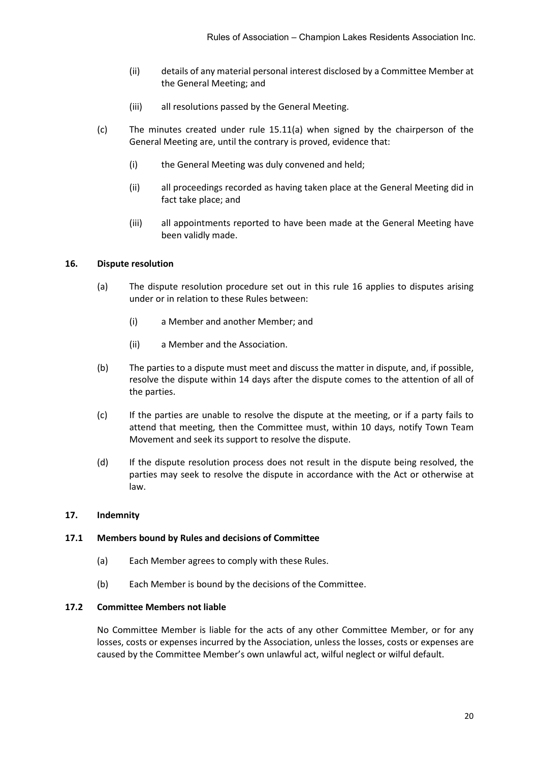(ii) details of any material personal interest disclosed by a Committee Member at the General Meeting; and

(iii) all resolutions passed by the General Meeting.

(c) The minutes created under rule 15.11(a) when signed by the chairperson of the General Meeting are, until the contrary is proved, evidence that:

(i) the General Meeting was duly convened and held;

(ii) all proceedings recorded as having taken place at the General Meeting did in fact take place; and

(iii) all appointments reported to have been made at the General Meeting have been validly made.

## 16. Dispute resolution

(a) The dispute resolution procedure set out in this rule 16 applies to disputes arising under or in relation to these Rules between:

(i) a Member and another Member; and

(ii) a Member and the Association.

(b) The parties to a dispute must meet and discuss the matter in dispute, and, if possible, resolve the dispute within 14 days after the dispute comes to the attention of all of the parties.

(c) If the parties are unable to resolve the dispute at the meeting, or if a party fails to attend that meeting, then the Committee must, within 10 days, notify Town Team Movement and seek its support to resolve the dispute.

(d) If the dispute resolution process does not result in the dispute being resolved, the parties may seek to resolve the dispute in accordance with the Act or otherwise at law.

## 17. Indemnity

### 17.1 Members bound by Rules and decisions of Committee

(a) Each Member agrees to comply with these Rules.

(b) Each Member is bound by the decisions of the Committee.

### 17.2 Committee Members not liable

No Committee Member is liable for the acts of any other Committee Member, or for any losses, costs or expenses incurred by the Association, unless the losses, costs or expenses are caused by the Committee Member's own unlawful act, wilful neglect or wilful default.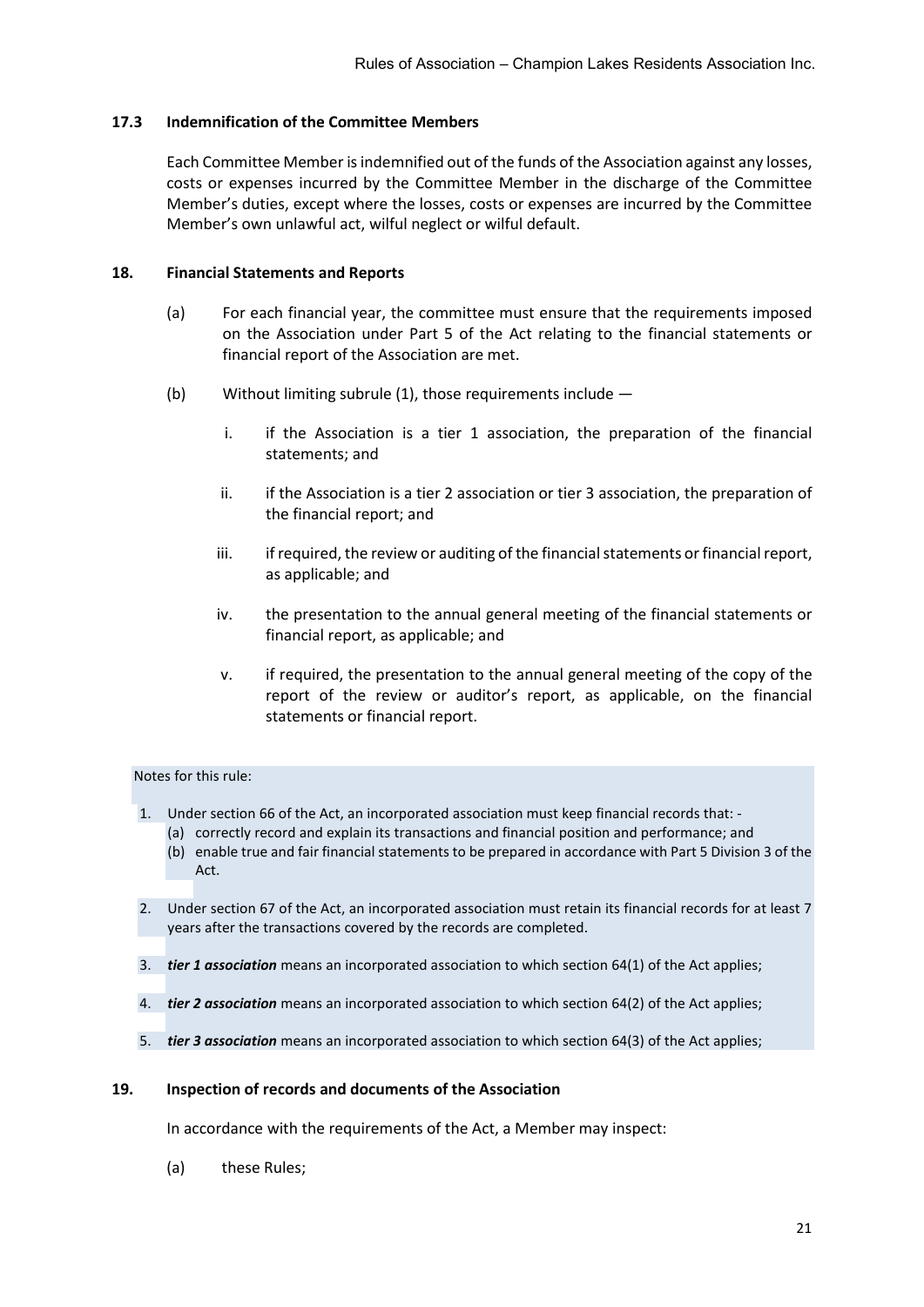### 17.3 Indemnification of the Committee Members

Each Committee Member is indemnified out of the funds of the Association against any losses, costs or expenses incurred by the Committee Member in the discharge of the Committee Member's duties, except where the losses, costs or expenses are incurred by the Committee Member's own unlawful act, wilful neglect or wilful default.

## 18. Financial Statements and Reports

(a) For each financial year, the committee must ensure that the requirements imposed on the Association under Part 5 of the Act relating to the financial statements or financial report of the Association are met.

(b) Without limiting subrule (1), those requirements include —

i. if the Association is a tier 1 association, the preparation of the financial statements; and

ii. if the Association is a tier 2 association or tier 3 association, the preparation of the financial report; and

iii. if required, the review or auditing of the financial statements or financial report, as applicable; and

iv. the presentation to the annual general meeting of the financial statements or financial report, as applicable; and

v. if required, the presentation to the annual general meeting of the copy of the report of the review or auditor's report, as applicable, on the financial statements or financial report.

Notes for this rule:

1. Under section 66 of the Act, an incorporated association must keep financial records that: -
   (a) correctly record and explain its transactions and financial position and performance; and
   (b) enable true and fair financial statements to be prepared in accordance with Part 5 Division 3 of the Act.
2. Under section 67 of the Act, an incorporated association must retain its financial records for at least 7 years after the transactions covered by the records are completed.
3. ***tier 1 association*** means an incorporated association to which section 64(1) of the Act applies;
4. ***tier 2 association*** means an incorporated association to which section 64(2) of the Act applies;
5. ***tier 3 association*** means an incorporated association to which section 64(3) of the Act applies;

## 19. Inspection of records and documents of the Association

In accordance with the requirements of the Act, a Member may inspect:

(a) these Rules;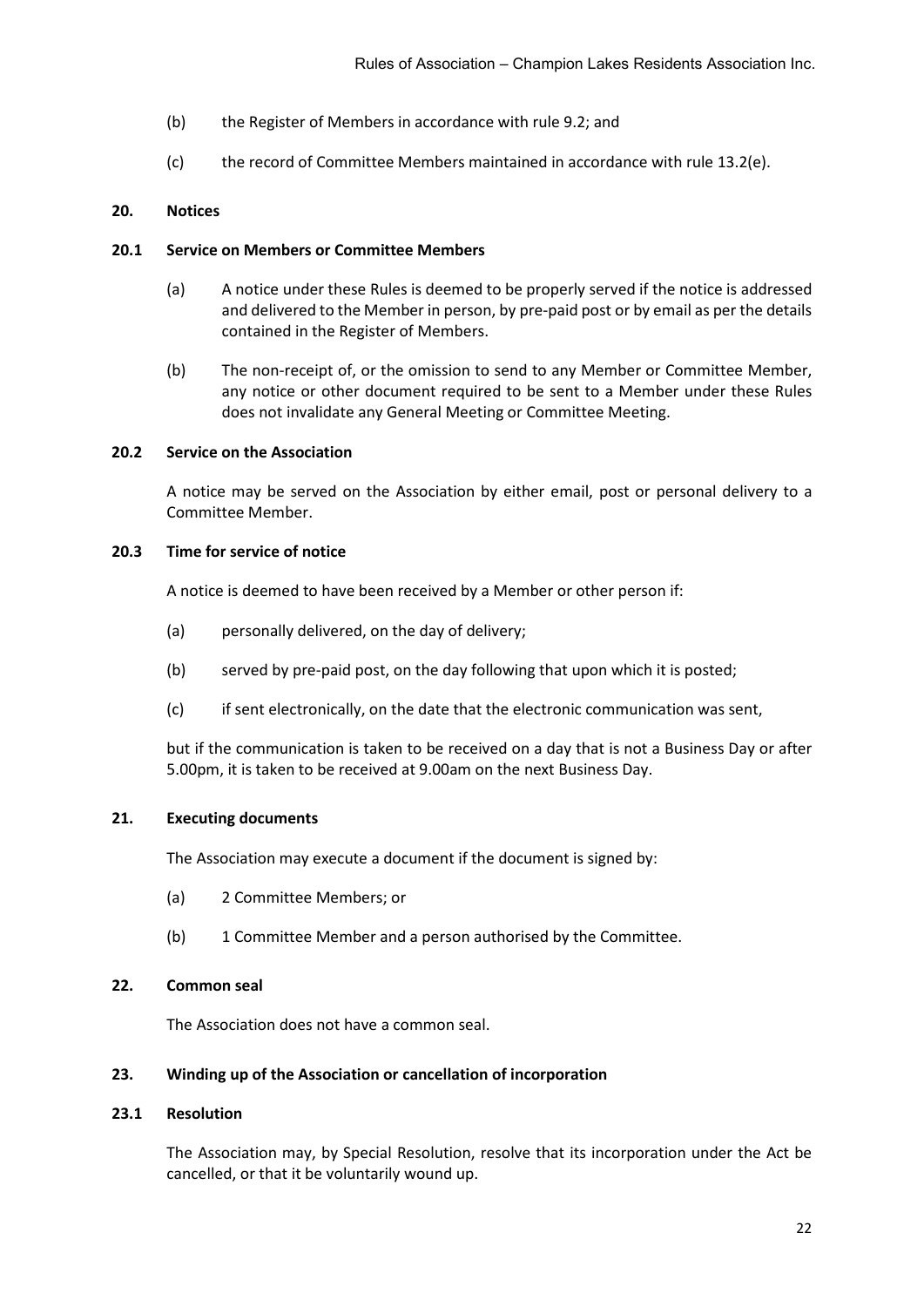(b) the Register of Members in accordance with rule 9.2; and

(c) the record of Committee Members maintained in accordance with rule 13.2(e).

## 20. Notices

### 20.1 Service on Members or Committee Members

(a) A notice under these Rules is deemed to be properly served if the notice is addressed and delivered to the Member in person, by pre-paid post or by email as per the details contained in the Register of Members.

(b) The non-receipt of, or the omission to send to any Member or Committee Member, any notice or other document required to be sent to a Member under these Rules does not invalidate any General Meeting or Committee Meeting.

### 20.2 Service on the Association

A notice may be served on the Association by either email, post or personal delivery to a Committee Member.

### 20.3 Time for service of notice

A notice is deemed to have been received by a Member or other person if:

(a) personally delivered, on the day of delivery;

(b) served by pre-paid post, on the day following that upon which it is posted;

(c) if sent electronically, on the date that the electronic communication was sent,

but if the communication is taken to be received on a day that is not a Business Day or after 5.00pm, it is taken to be received at 9.00am on the next Business Day.

## 21. Executing documents

The Association may execute a document if the document is signed by:

(a) 2 Committee Members; or

(b) 1 Committee Member and a person authorised by the Committee.

## 22. Common seal

The Association does not have a common seal.

## 23. Winding up of the Association or cancellation of incorporation

### 23.1 Resolution

The Association may, by Special Resolution, resolve that its incorporation under the Act be cancelled, or that it be voluntarily wound up.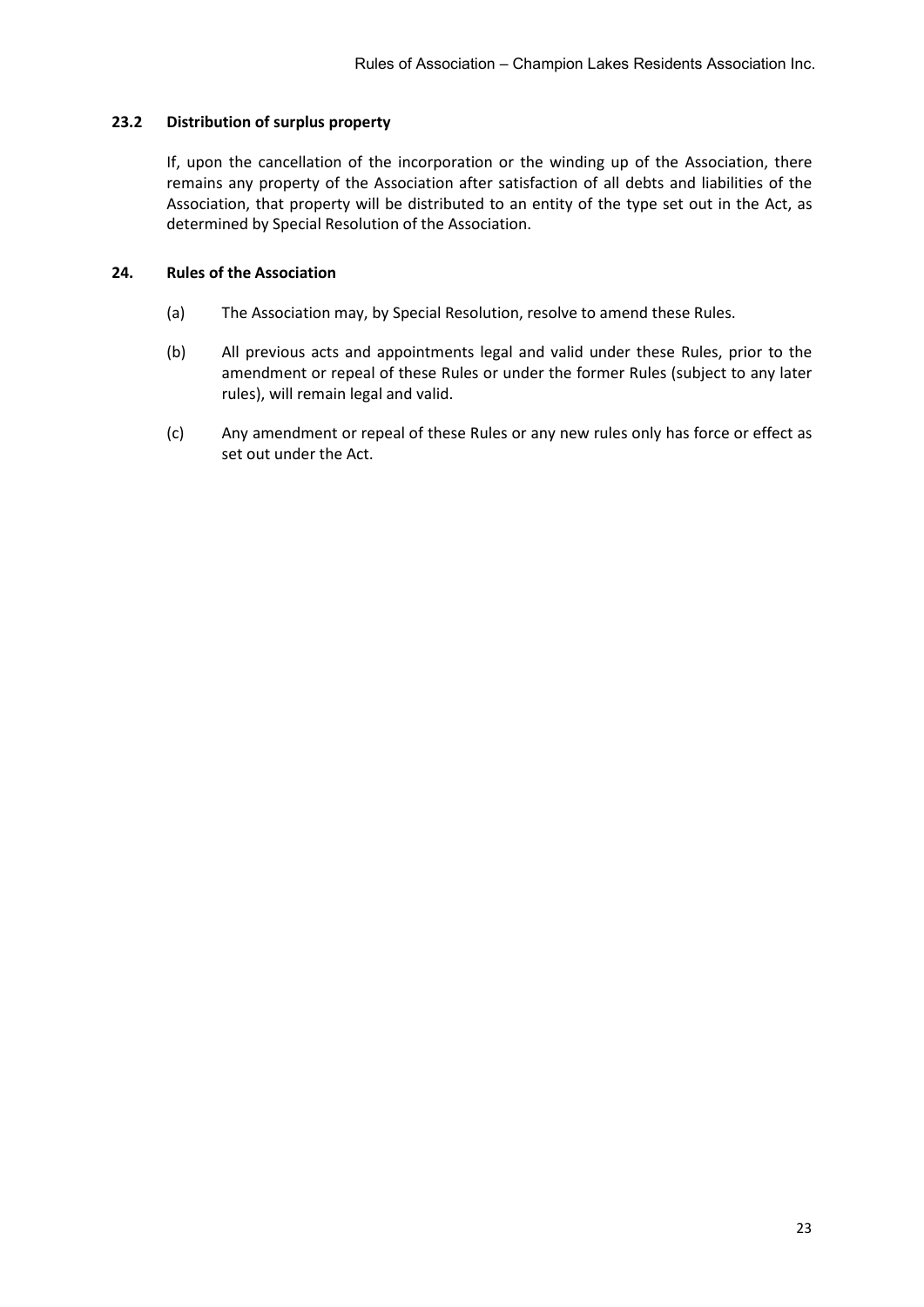### 23.2 Distribution of surplus property

If, upon the cancellation of the incorporation or the winding up of the Association, there remains any property of the Association after satisfaction of all debts and liabilities of the Association, that property will be distributed to an entity of the type set out in the Act, as determined by Special Resolution of the Association.

## 24. Rules of the Association

(a) The Association may, by Special Resolution, resolve to amend these Rules.

(b) All previous acts and appointments legal and valid under these Rules, prior to the amendment or repeal of these Rules or under the former Rules (subject to any later rules), will remain legal and valid.

(c) Any amendment or repeal of these Rules or any new rules only has force or effect as set out under the Act.